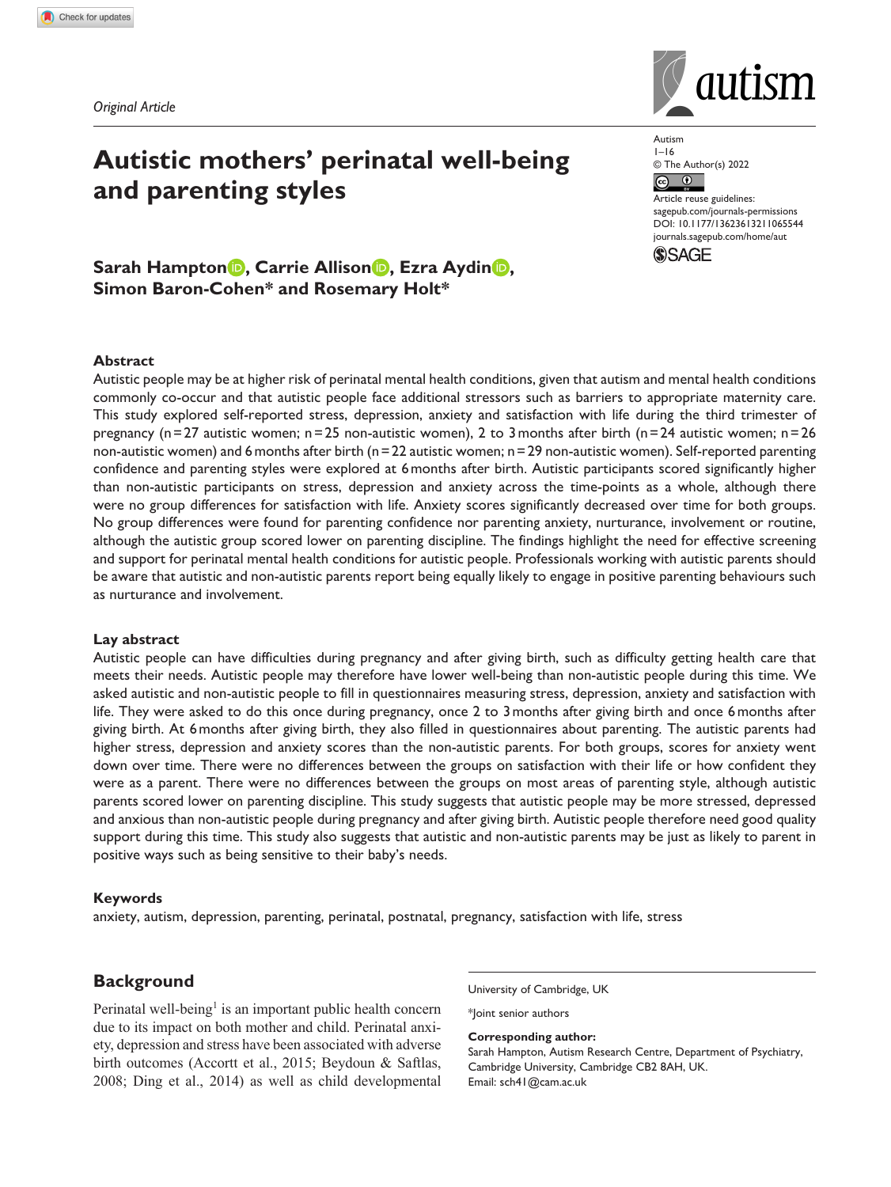*Original Article*

# Autistic mothers' perinatal well-being and parenting styles

**Sarah Hampton, Carrie Allison, Ezra Aydin, Simon Baron-Cohen* and Rosemary Holt***

Autism
1–16
© The Author(s) 2022
Article reuse guidelines: sagepub.com/journals-permissions
DOI: 10.1177/13623613211065544
journals.sagepub.com/home/aut

## Abstract

Autistic people may be at higher risk of perinatal mental health conditions, given that autism and mental health conditions commonly co-occur and that autistic people face additional stressors such as barriers to appropriate maternity care. This study explored self-reported stress, depression, anxiety and satisfaction with life during the third trimester of pregnancy (n = 27 autistic women; n = 25 non-autistic women), 2 to 3 months after birth (n = 24 autistic women; n = 26 non-autistic women) and 6 months after birth (n = 22 autistic women; n = 29 non-autistic women). Self-reported parenting confidence and parenting styles were explored at 6 months after birth. Autistic participants scored significantly higher than non-autistic participants on stress, depression and anxiety across the time-points as a whole, although there were no group differences for satisfaction with life. Anxiety scores significantly decreased over time for both groups. No group differences were found for parenting confidence nor parenting anxiety, nurturance, involvement or routine, although the autistic group scored lower on parenting discipline. The findings highlight the need for effective screening and support for perinatal mental health conditions for autistic people. Professionals working with autistic parents should be aware that autistic and non-autistic parents report being equally likely to engage in positive parenting behaviours such as nurturance and involvement.

## Lay abstract

Autistic people can have difficulties during pregnancy and after giving birth, such as difficulty getting health care that meets their needs. Autistic people may therefore have lower well-being than non-autistic people during this time. We asked autistic and non-autistic people to fill in questionnaires measuring stress, depression, anxiety and satisfaction with life. They were asked to do this once during pregnancy, once 2 to 3 months after giving birth and once 6 months after giving birth. At 6 months after giving birth, they also filled in questionnaires about parenting. The autistic parents had higher stress, depression and anxiety scores than the non-autistic parents. For both groups, scores for anxiety went down over time. There were no differences between the groups on satisfaction with their life or how confident they were as a parent. There were no differences between the groups on most areas of parenting style, although autistic parents scored lower on parenting discipline. This study suggests that autistic people may be more stressed, depressed and anxious than non-autistic people during pregnancy and after giving birth. Autistic people therefore need good quality support during this time. This study also suggests that autistic and non-autistic parents may be just as likely to parent in positive ways such as being sensitive to their baby's needs.

## Keywords

anxiety, autism, depression, parenting, perinatal, postnatal, pregnancy, satisfaction with life, stress

## Background

Perinatal well-being[1] is an important public health concern due to its impact on both mother and child. Perinatal anxiety, depression and stress have been associated with adverse birth outcomes (Accortt et al., 2015; Beydoun & Saftlas, 2008; Ding et al., 2014) as well as child developmental

University of Cambridge, UK

*Joint senior authors

**Corresponding author:**
Sarah Hampton, Autism Research Centre, Department of Psychiatry, Cambridge University, Cambridge CB2 8AH, UK.
Email: sch41@cam.ac.uk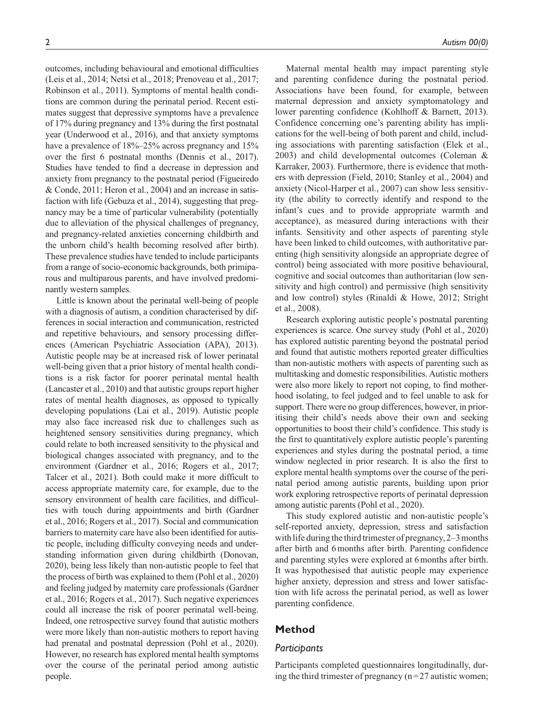outcomes, including behavioural and emotional difficulties (Leis et al., 2014; Netsi et al., 2018; Prenoveau et al., 2017; Robinson et al., 2011). Symptoms of mental health conditions are common during the perinatal period. Recent estimates suggest that depressive symptoms have a prevalence of 17% during pregnancy and 13% during the first postnatal year (Underwood et al., 2016), and that anxiety symptoms have a prevalence of 18%–25% across pregnancy and 15% over the first 6 postnatal months (Dennis et al., 2017). Studies have tended to find a decrease in depression and anxiety from pregnancy to the postnatal period (Figueiredo & Conde, 2011; Heron et al., 2004) and an increase in satisfaction with life (Gebuza et al., 2014), suggesting that pregnancy may be a time of particular vulnerability (potentially due to alleviation of the physical challenges of pregnancy, and pregnancy-related anxieties concerning childbirth and the unborn child's health becoming resolved after birth). These prevalence studies have tended to include participants from a range of socio-economic backgrounds, both primiparous and multiparous parents, and have involved predominantly western samples.

Little is known about the perinatal well-being of people with a diagnosis of autism, a condition characterised by differences in social interaction and communication, restricted and repetitive behaviours, and sensory processing differences (American Psychiatric Association (APA), 2013). Autistic people may be at increased risk of lower perinatal well-being given that a prior history of mental health conditions is a risk factor for poorer perinatal mental health (Lancaster et al., 2010) and that autistic groups report higher rates of mental health diagnoses, as opposed to typically developing populations (Lai et al., 2019). Autistic people may also face increased risk due to challenges such as heightened sensory sensitivities during pregnancy, which could relate to both increased sensitivity to the physical and biological changes associated with pregnancy, and to the environment (Gardner et al., 2016; Rogers et al., 2017; Talcer et al., 2021). Both could make it more difficult to access appropriate maternity care, for example, due to the sensory environment of health care facilities, and difficulties with touch during appointments and birth (Gardner et al., 2016; Rogers et al., 2017). Social and communication barriers to maternity care have also been identified for autistic people, including difficulty conveying needs and understanding information given during childbirth (Donovan, 2020), being less likely than non-autistic people to feel that the process of birth was explained to them (Pohl et al., 2020) and feeling judged by maternity care professionals (Gardner et al., 2016; Rogers et al., 2017). Such negative experiences could all increase the risk of poorer perinatal well-being. Indeed, one retrospective survey found that autistic mothers were more likely than non-autistic mothers to report having had prenatal and postnatal depression (Pohl et al., 2020). However, no research has explored mental health symptoms over the course of the perinatal period among autistic people.

Maternal mental health may impact parenting style and parenting confidence during the postnatal period. Associations have been found, for example, between maternal depression and anxiety symptomatology and lower parenting confidence (Kohlhoff & Barnett, 2013). Confidence concerning one's parenting ability has implications for the well-being of both parent and child, including associations with parenting satisfaction (Elek et al., 2003) and child developmental outcomes (Coleman & Karraker, 2003). Furthermore, there is evidence that mothers with depression (Field, 2010; Stanley et al., 2004) and anxiety (Nicol-Harper et al., 2007) can show less sensitivity (the ability to correctly identify and respond to the infant's cues and to provide appropriate warmth and acceptance), as measured during interactions with their infants. Sensitivity and other aspects of parenting style have been linked to child outcomes, with authoritative parenting (high sensitivity alongside an appropriate degree of control) being associated with more positive behavioural, cognitive and social outcomes than authoritarian (low sensitivity and high control) and permissive (high sensitivity and low control) styles (Rinaldi & Howe, 2012; Stright et al., 2008).

Research exploring autistic people's postnatal parenting experiences is scarce. One survey study (Pohl et al., 2020) has explored autistic parenting beyond the postnatal period and found that autistic mothers reported greater difficulties than non-autistic mothers with aspects of parenting such as multitasking and domestic responsibilities. Autistic mothers were also more likely to report not coping, to find motherhood isolating, to feel judged and to feel unable to ask for support. There were no group differences, however, in prioritising their child's needs above their own and seeking opportunities to boost their child's confidence. This study is the first to quantitatively explore autistic people's parenting experiences and styles during the postnatal period, a time window neglected in prior research. It is also the first to explore mental health symptoms over the course of the perinatal period among autistic parents, building upon prior work exploring retrospective reports of perinatal depression among autistic parents (Pohl et al., 2020).

This study explored autistic and non-autistic people's self-reported anxiety, depression, stress and satisfaction with life during the third trimester of pregnancy, 2–3 months after birth and 6 months after birth. Parenting confidence and parenting styles were explored at 6 months after birth. It was hypothesised that autistic people may experience higher anxiety, depression and stress and lower satisfaction with life across the perinatal period, as well as lower parenting confidence.

## Method

### Participants

Participants completed questionnaires longitudinally, during the third trimester of pregnancy (n = 27 autistic women;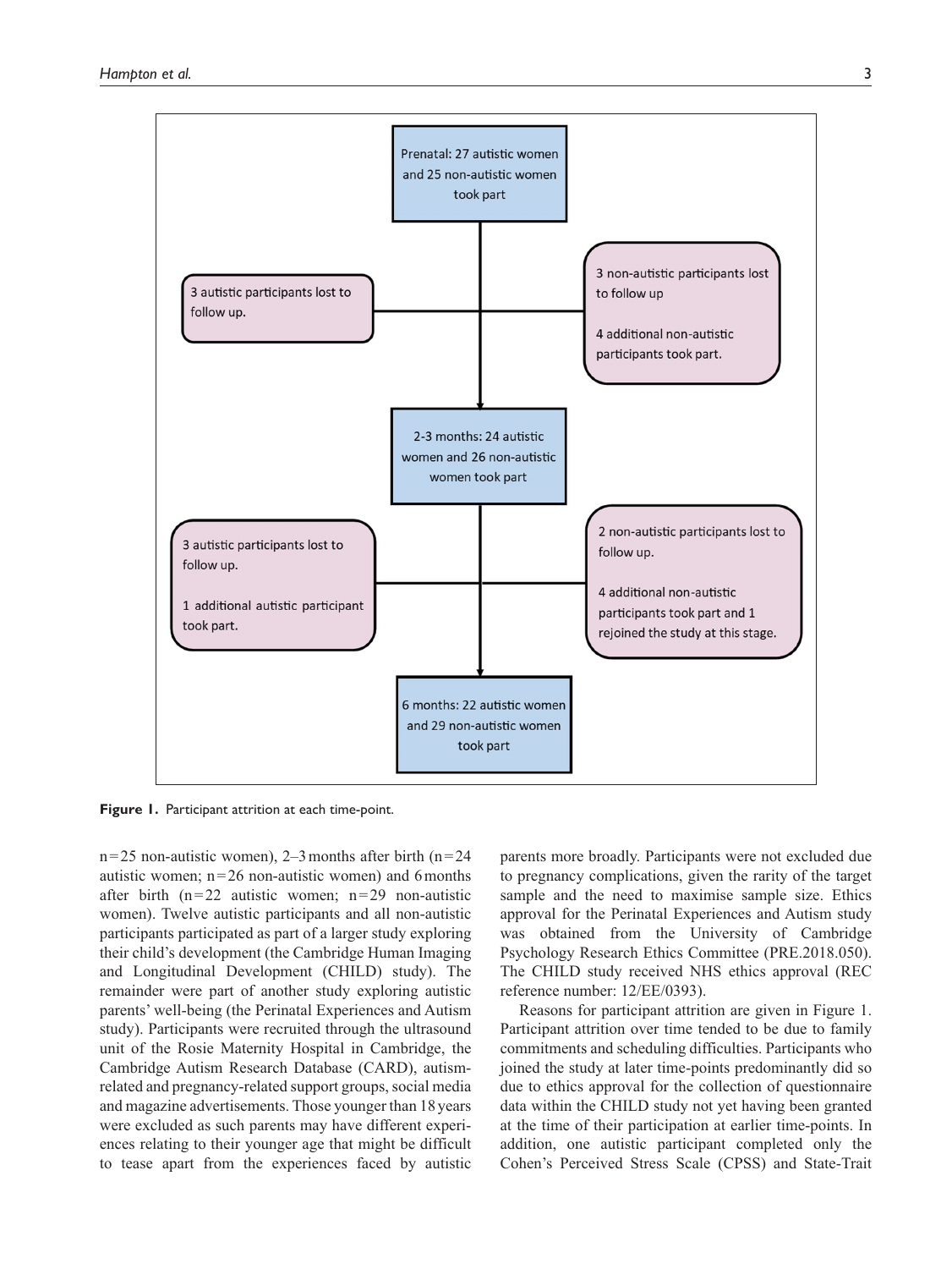Prenatal: 27 autistic women and 25 non-autistic women took part

3 autistic participants lost to follow up.

3 non-autistic participants lost to follow up

4 additional non-autistic participants took part.

2-3 months: 24 autistic women and 26 non-autistic women took part

3 autistic participants lost to follow up.

1 additional autistic participant took part.

2 non-autistic participants lost to follow up.

4 additional non-autistic participants took part and 1 rejoined the study at this stage.

6 months: 22 autistic women and 29 non-autistic women took part

**Figure 1.** Participant attrition at each time-point.

n = 25 non-autistic women), 2–3 months after birth (n = 24 autistic women; n = 26 non-autistic women) and 6 months after birth (n = 22 autistic women; n = 29 non-autistic women). Twelve autistic participants and all non-autistic participants participated as part of a larger study exploring their child's development (the Cambridge Human Imaging and Longitudinal Development (CHILD) study). The remainder were part of another study exploring autistic parents' well-being (the Perinatal Experiences and Autism study). Participants were recruited through the ultrasound unit of the Rosie Maternity Hospital in Cambridge, the Cambridge Autism Research Database (CARD), autism-related and pregnancy-related support groups, social media and magazine advertisements. Those younger than 18 years were excluded as such parents may have different experiences relating to their younger age that might be difficult to tease apart from the experiences faced by autistic parents more broadly. Participants were not excluded due to pregnancy complications, given the rarity of the target sample and the need to maximise sample size. Ethics approval for the Perinatal Experiences and Autism study was obtained from the University of Cambridge Psychology Research Ethics Committee (PRE.2018.050). The CHILD study received NHS ethics approval (REC reference number: 12/EE/0393).

Reasons for participant attrition are given in Figure 1. Participant attrition over time tended to be due to family commitments and scheduling difficulties. Participants who joined the study at later time-points predominantly did so due to ethics approval for the collection of questionnaire data within the CHILD study not yet having been granted at the time of their participation at earlier time-points. In addition, one autistic participant completed only the Cohen's Perceived Stress Scale (CPSS) and State-Trait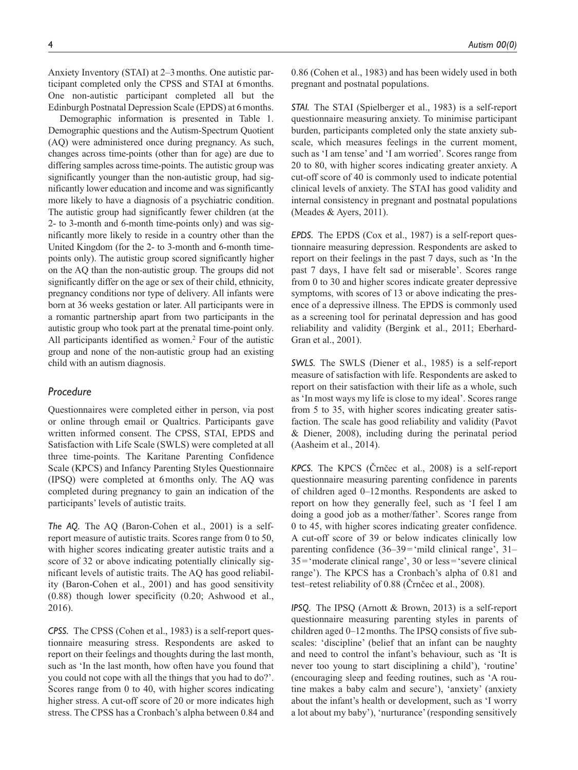Anxiety Inventory (STAI) at 2–3 months. One autistic participant completed only the CPSS and STAI at 6 months. One non-autistic participant completed all but the Edinburgh Postnatal Depression Scale (EPDS) at 6 months.

Demographic information is presented in Table 1. Demographic questions and the Autism-Spectrum Quotient (AQ) were administered once during pregnancy. As such, changes across time-points (other than for age) are due to differing samples across time-points. The autistic group was significantly younger than the non-autistic group, had significantly lower education and income and was significantly more likely to have a diagnosis of a psychiatric condition. The autistic group had significantly fewer children (at the 2- to 3-month and 6-month time-points only) and was significantly more likely to reside in a country other than the United Kingdom (for the 2- to 3-month and 6-month time-points only). The autistic group scored significantly higher on the AQ than the non-autistic group. The groups did not significantly differ on the age or sex of their child, ethnicity, pregnancy conditions nor type of delivery. All infants were born at 36 weeks gestation or later. All participants were in a romantic partnership apart from two participants in the autistic group who took part at the prenatal time-point only. All participants identified as women.[2] Four of the autistic group and none of the non-autistic group had an existing child with an autism diagnosis.

## Procedure

Questionnaires were completed either in person, via post or online through email or Qualtrics. Participants gave written informed consent. The CPSS, STAI, EPDS and Satisfaction with Life Scale (SWLS) were completed at all three time-points. The Karitane Parenting Confidence Scale (KPCS) and Infancy Parenting Styles Questionnaire (IPSQ) were completed at 6 months only. The AQ was completed during pregnancy to gain an indication of the participants' levels of autistic traits.

*The AQ.* The AQ (Baron-Cohen et al., 2001) is a self-report measure of autistic traits. Scores range from 0 to 50, with higher scores indicating greater autistic traits and a score of 32 or above indicating potentially clinically significant levels of autistic traits. The AQ has good reliability (Baron-Cohen et al., 2001) and has good sensitivity (0.88) though lower specificity (0.20; Ashwood et al., 2016).

*CPSS.* The CPSS (Cohen et al., 1983) is a self-report questionnaire measuring stress. Respondents are asked to report on their feelings and thoughts during the last month, such as 'In the last month, how often have you found that you could not cope with all the things that you had to do?'. Scores range from 0 to 40, with higher scores indicating higher stress. A cut-off score of 20 or more indicates high stress. The CPSS has a Cronbach's alpha between 0.84 and 0.86 (Cohen et al., 1983) and has been widely used in both pregnant and postnatal populations.

*STAI.* The STAI (Spielberger et al., 1983) is a self-report questionnaire measuring anxiety. To minimise participant burden, participants completed only the state anxiety subscale, which measures feelings in the current moment, such as 'I am tense' and 'I am worried'. Scores range from 20 to 80, with higher scores indicating greater anxiety. A cut-off score of 40 is commonly used to indicate potential clinical levels of anxiety. The STAI has good validity and internal consistency in pregnant and postnatal populations (Meades & Ayers, 2011).

*EPDS.* The EPDS (Cox et al., 1987) is a self-report questionnaire measuring depression. Respondents are asked to report on their feelings in the past 7 days, such as 'In the past 7 days, I have felt sad or miserable'. Scores range from 0 to 30 and higher scores indicate greater depressive symptoms, with scores of 13 or above indicating the presence of a depressive illness. The EPDS is commonly used as a screening tool for perinatal depression and has good reliability and validity (Bergink et al., 2011; Eberhard-Gran et al., 2001).

*SWLS.* The SWLS (Diener et al., 1985) is a self-report measure of satisfaction with life. Respondents are asked to report on their satisfaction with their life as a whole, such as 'In most ways my life is close to my ideal'. Scores range from 5 to 35, with higher scores indicating greater satisfaction. The scale has good reliability and validity (Pavot & Diener, 2008), including during the perinatal period (Aasheim et al., 2014).

*KPCS.* The KPCS (Črnčec et al., 2008) is a self-report questionnaire measuring parenting confidence in parents of children aged 0–12 months. Respondents are asked to report on how they generally feel, such as 'I feel I am doing a good job as a mother/father'. Scores range from 0 to 45, with higher scores indicating greater confidence. A cut-off score of 39 or below indicates clinically low parenting confidence (36–39 = 'mild clinical range', 31–35 = 'moderate clinical range', 30 or less = 'severe clinical range'). The KPCS has a Cronbach's alpha of 0.81 and test–retest reliability of 0.88 (Črnčec et al., 2008).

*IPSQ.* The IPSQ (Arnott & Brown, 2013) is a self-report questionnaire measuring parenting styles in parents of children aged 0–12 months. The IPSQ consists of five subscales: 'discipline' (belief that an infant can be naughty and need to control the infant's behaviour, such as 'It is never too young to start disciplining a child'), 'routine' (encouraging sleep and feeding routines, such as 'A routine makes a baby calm and secure'), 'anxiety' (anxiety about the infant's health or development, such as 'I worry a lot about my baby'), 'nurturance' (responding sensitively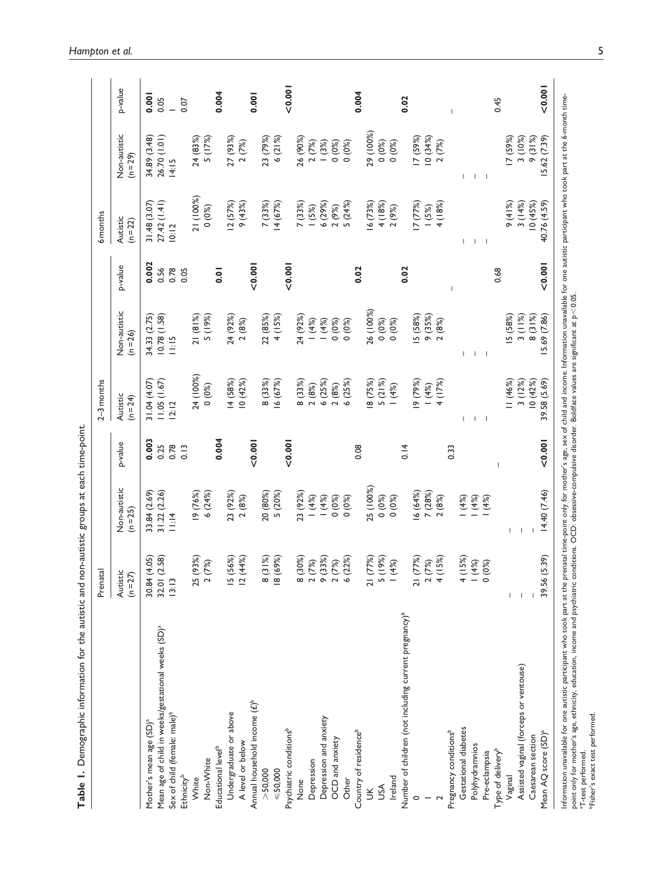**Table 1.** Demographic information for the autistic and non-autistic groups at each time-point.

| | Prenatal | | | 2–3 months | | | 6 months | | |
|---|---|---|---|---|---|---|---|---|---|
| | Autistic (n = 27) | Non-autistic (n = 25) | p-value | Autistic (n = 24) | Non-autistic (n = 26) | p-value | Autistic (n = 22) | Non-autistic (n = 29) | p-value |
| Mother's mean age (SD)[a] | 30.84 (4.05) | 33.84 (2.69) | **0.003** | 31.04 (4.07) | 34.33 (2.75) | **0.002** | 31.48 (3.07) | 34.89 (3.48) | **0.001** |
| Mean age of child in weeks/gestational weeks (SD)[a] | 32.01 (2.58) | 31.22 (2.26) | 0.25 | 11.05 (1.67) | 10.78 (1.58) | 0.56 | 27.42 (1.41) | 26.70 (1.01) | 0.05 |
| Sex of child (female: male)[b] | 13:13 | 11:14 | 0.78 | 12:12 | 11:15 | 0.78 | 10:12 | 14:15 | 1 |
| Ethnicity[b] | | | 0.13 | | | 0.05 | | | 0.07 |
| White | 25 (93%) | 19 (76%) | | 24 (100%) | 21 (81%) | | 21 (100%) | 24 (83%) | |
| Non-White | 2 (7%) | 6 (24%) | | 0 (0%) | 5 (19%) | | 0 (0%) | 5 (17%) | |
| Educational level[b] | | | **0.004** | | | **0.01** | | | **0.004** |
| Undergraduate or above | 15 (56%) | 23 (92%) | | 14 (58%) | 24 (92%) | | 12 (57%) | 27 (93%) | |
| A level or below | 12 (44%) | 2 (8%) | | 10 (42%) | 2 (8%) | | 9 (43%) | 2 (7%) | |
| Annual household income (£)[b] | | | **<0.001** | | | **<0.001** | | | **0.001** |
| >50,000 | 8 (31%) | 20 (80%) | | 8 (33%) | 22 (85%) | | 7 (33%) | 23 (79%) | |
| ≤50,000 | 18 (69%) | 5 (20%) | | 16 (67%) | 4 (15%) | | 14 (67%) | 6 (21%) | |
| Psychiatric conditions[b] | | | **<0.001** | | | **<0.001** | | | **<0.001** |
| None | 8 (30%) | 23 (92%) | | 8 (33%) | 24 (92%) | | 7 (33%) | 26 (90%) | |
| Depression | 2 (7%) | 1 (4%) | | 2 (8%) | 1 (4%) | | 1 (5%) | 2 (7%) | |
| Depression and anxiety | 9 (33%) | 1 (4%) | | 6 (25%) | 1 (4%) | | 6 (29%) | 1 (3%) | |
| OCD and anxiety | 2 (7%) | 0 (0%) | | 2 (8%) | 0 (0%) | | 2 (9%) | 0 (0%) | |
| Other | 6 (22%) | 0 (0%) | | 6 (25%) | 0 (0%) | | 5 (24%) | 0 (0%) | |
| Country of residence[b] | | | 0.08 | | | **0.02** | | | **0.004** |
| UK | 21 (77%) | 25 (100%) | | 18 (75%) | 26 (100%) | | 16 (73%) | 29 (100%) | |
| USA | 5 (19%) | 0 (0%) | | 5 (21%) | 0 (0%) | | 4 (18%) | 0 (0%) | |
| Ireland | 1 (4%) | 0 (0%) | | 1 (4%) | 0 (0%) | | 2 (9%) | 0 (0%) | |
| Number of children (not including current pregnancy)[b] | | | 0.14 | | | **0.02** | | | **0.02** |
| 0 | 21 (77%) | 16 (64%) | | 19 (79%) | 15 (58%) | | 17 (77%) | 17 (59%) | |
| 1 | 2 (7%) | 7 (28%) | | 1 (4%) | 9 (35%) | | 1 (5%) | 10 (34%) | |
| 2 | 4 (15%) | 2 (8%) | | 4 (17%) | 2 (8%) | | 4 (18%) | 2 (7%) | |
| Pregnancy conditions[b] | | | 0.33 | | | – | | | – |
| Gestational diabetes | 4 (15%) | 1 (4%) | | – | – | | – | – | |
| Polyhydramnios | 1 (4%) | 1 (4%) | | – | – | | – | – | |
| Pre-eclampsia | 0 (0%) | 1 (4%) | | – | – | | – | – | |
| Type of delivery[b] | | | – | | | 0.68 | | | 0.45 |
| Vaginal | – | – | | 11 (46%) | 15 (58%) | | 9 (41%) | 17 (59%) | |
| Assisted vaginal (forceps or ventouse) | – | – | | 3 (12%) | 3 (11%) | | 3 (14%) | 3 (10%) | |
| Caesarean section | – | – | | 10 (42%) | 8 (31%) | | 10 (45%) | 9 (31%) | |
| Mean AQ score (SD)[a] | 39.56 (5.39) | 14.40 (7.46) | **<0.001** | 39.58 (5.69) | 15.69 (7.86) | **<0.001** | 40.76 (4.59) | 15.62 (7.39) | **<0.001** |

Information unavailable for one autistic participant who took part at the prenatal time-point only for mother's age, sex of child and income. Information unavailable for one autistic participant who took part at the 6-month time-point only for mother's age, ethnicity, education, income and psychiatric conditions. OCD: obsessive-compulsive disorder. Boldface values are significant at $p < 0.05$.

[a]T-test performed.

[b]Fisher's exact test performed.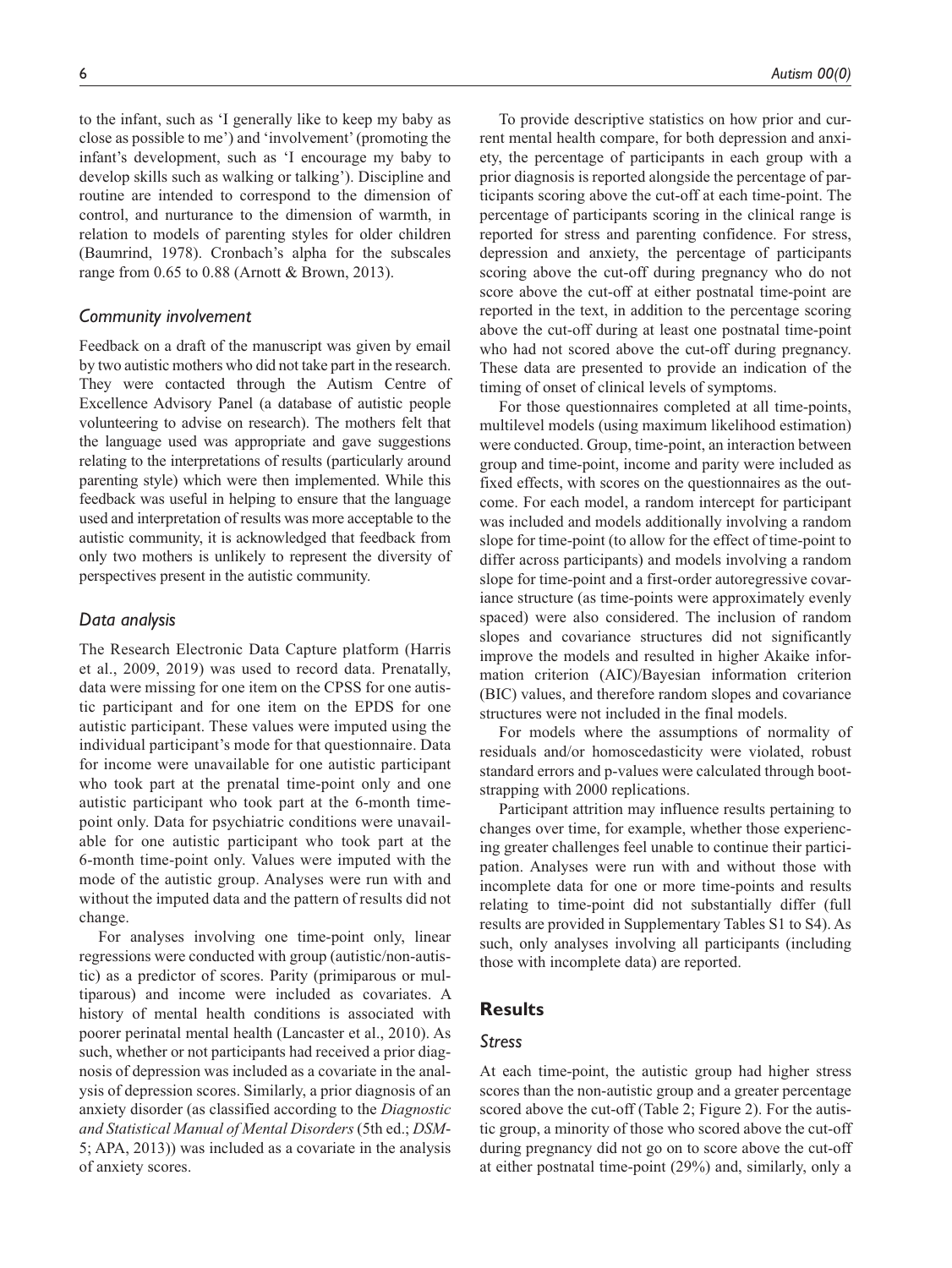to the infant, such as 'I generally like to keep my baby as close as possible to me') and 'involvement' (promoting the infant's development, such as 'I encourage my baby to develop skills such as walking or talking'). Discipline and routine are intended to correspond to the dimension of control, and nurturance to the dimension of warmth, in relation to models of parenting styles for older children (Baumrind, 1978). Cronbach's alpha for the subscales range from 0.65 to 0.88 (Arnott & Brown, 2013).

### *Community involvement*

Feedback on a draft of the manuscript was given by email by two autistic mothers who did not take part in the research. They were contacted through the Autism Centre of Excellence Advisory Panel (a database of autistic people volunteering to advise on research). The mothers felt that the language used was appropriate and gave suggestions relating to the interpretations of results (particularly around parenting style) which were then implemented. While this feedback was useful in helping to ensure that the language used and interpretation of results was more acceptable to the autistic community, it is acknowledged that feedback from only two mothers is unlikely to represent the diversity of perspectives present in the autistic community.

### *Data analysis*

The Research Electronic Data Capture platform (Harris et al., 2009, 2019) was used to record data. Prenatally, data were missing for one item on the CPSS for one autistic participant and for one item on the EPDS for one autistic participant. These values were imputed using the individual participant's mode for that questionnaire. Data for income were unavailable for one autistic participant who took part at the prenatal time-point only and one autistic participant who took part at the 6-month time-point only. Data for psychiatric conditions were unavailable for one autistic participant who took part at the 6-month time-point only. Values were imputed with the mode of the autistic group. Analyses were run with and without the imputed data and the pattern of results did not change.

For analyses involving one time-point only, linear regressions were conducted with group (autistic/non-autistic) as a predictor of scores. Parity (primiparous or multiparous) and income were included as covariates. A history of mental health conditions is associated with poorer perinatal mental health (Lancaster et al., 2010). As such, whether or not participants had received a prior diagnosis of depression was included as a covariate in the analysis of depression scores. Similarly, a prior diagnosis of an anxiety disorder (as classified according to the *Diagnostic and Statistical Manual of Mental Disorders* (5th ed.; *DSM-5*; APA, 2013)) was included as a covariate in the analysis of anxiety scores.

To provide descriptive statistics on how prior and current mental health compare, for both depression and anxiety, the percentage of participants in each group with a prior diagnosis is reported alongside the percentage of participants scoring above the cut-off at each time-point. The percentage of participants scoring in the clinical range is reported for stress and parenting confidence. For stress, depression and anxiety, the percentage of participants scoring above the cut-off during pregnancy who do not score above the cut-off at either postnatal time-point are reported in the text, in addition to the percentage scoring above the cut-off during at least one postnatal time-point who had not scored above the cut-off during pregnancy. These data are presented to provide an indication of the timing of onset of clinical levels of symptoms.

For those questionnaires completed at all time-points, multilevel models (using maximum likelihood estimation) were conducted. Group, time-point, an interaction between group and time-point, income and parity were included as fixed effects, with scores on the questionnaires as the outcome. For each model, a random intercept for participant was included and models additionally involving a random slope for time-point (to allow for the effect of time-point to differ across participants) and models involving a random slope for time-point and a first-order autoregressive covariance structure (as time-points were approximately evenly spaced) were also considered. The inclusion of random slopes and covariance structures did not significantly improve the models and resulted in higher Akaike information criterion (AIC)/Bayesian information criterion (BIC) values, and therefore random slopes and covariance structures were not included in the final models.

For models where the assumptions of normality of residuals and/or homoscedasticity were violated, robust standard errors and p-values were calculated through bootstrapping with 2000 replications.

Participant attrition may influence results pertaining to changes over time, for example, whether those experiencing greater challenges feel unable to continue their participation. Analyses were run with and without those with incomplete data for one or more time-points and results relating to time-point did not substantially differ (full results are provided in Supplementary Tables S1 to S4). As such, only analyses involving all participants (including those with incomplete data) are reported.

## Results

### *Stress*

At each time-point, the autistic group had higher stress scores than the non-autistic group and a greater percentage scored above the cut-off (Table 2; Figure 2). For the autistic group, a minority of those who scored above the cut-off during pregnancy did not go on to score above the cut-off at either postnatal time-point (29%) and, similarly, only a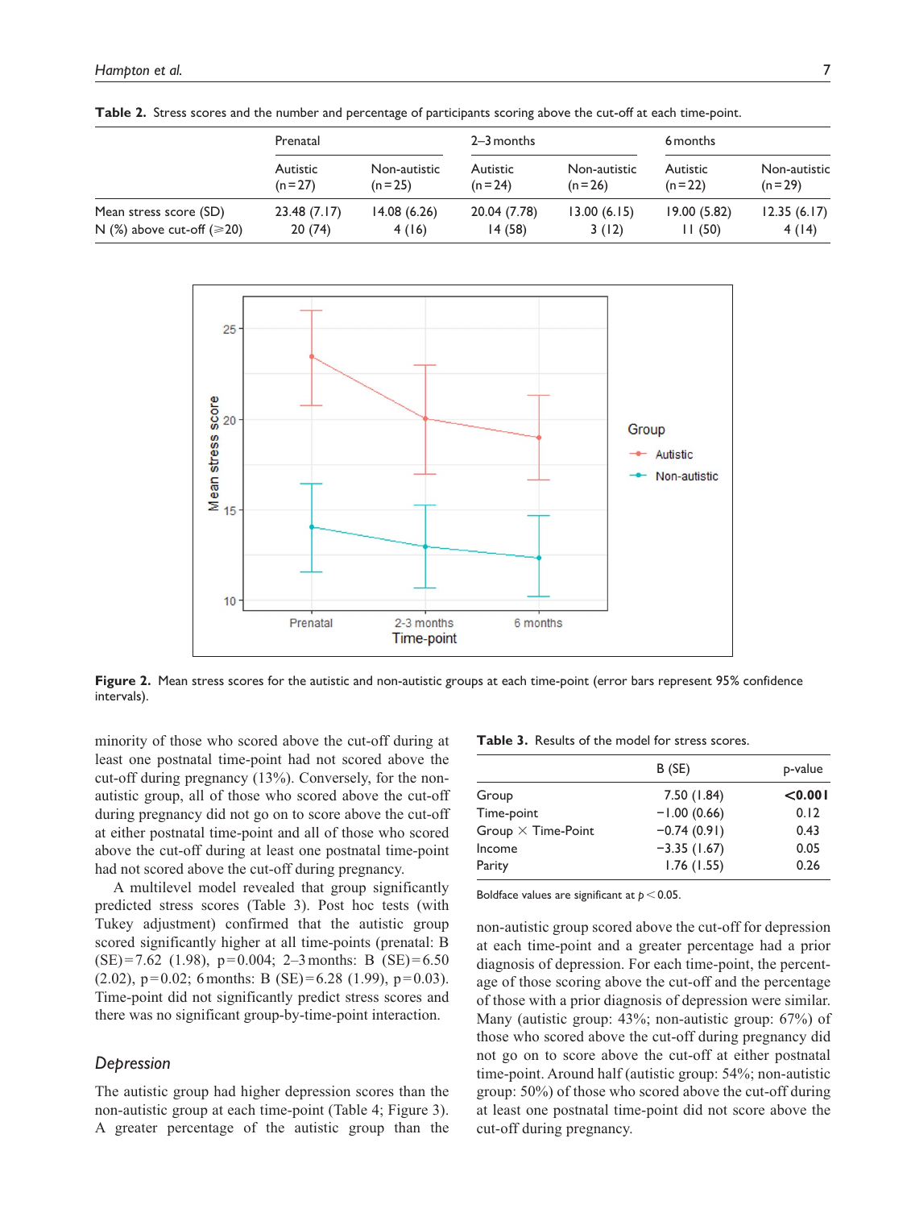**Table 2.** Stress scores and the number and percentage of participants scoring above the cut-off at each time-point.

| | Prenatal | | 2–3 months | | 6 months | |
|---|---|---|---|---|---|---|
| | Autistic (n = 27) | Non-autistic (n = 25) | Autistic (n = 24) | Non-autistic (n = 26) | Autistic (n = 22) | Non-autistic (n = 29) |
| Mean stress score (SD) | 23.48 (7.17) | 14.08 (6.26) | 20.04 (7.78) | 13.00 (6.15) | 19.00 (5.82) | 12.35 (6.17) |
| N (%) above cut-off (⩾20) | 20 (74) | 4 (16) | 14 (58) | 3 (12) | 11 (50) | 4 (14) |

**Figure 2.** Mean stress scores for the autistic and non-autistic groups at each time-point (error bars represent 95% confidence intervals).

minority of those who scored above the cut-off during at least one postnatal time-point had not scored above the cut-off during pregnancy (13%). Conversely, for the non-autistic group, all of those who scored above the cut-off during pregnancy did not go on to score above the cut-off at either postnatal time-point and all of those who scored above the cut-off during at least one postnatal time-point had not scored above the cut-off during pregnancy.

A multilevel model revealed that group significantly predicted stress scores (Table 3). Post hoc tests (with Tukey adjustment) confirmed that the autistic group scored significantly higher at all time-points (prenatal: B (SE) = 7.62 (1.98), p = 0.004; 2–3 months: B (SE) = 6.50 (2.02), p = 0.02; 6 months: B (SE) = 6.28 (1.99), p = 0.03). Time-point did not significantly predict stress scores and there was no significant group-by-time-point interaction.

**Table 3.** Results of the model for stress scores.

| | B (SE) | p-value |
|---|---|---|
| Group | 7.50 (1.84) | **<0.001** |
| Time-point | −1.00 (0.66) | 0.12 |
| Group × Time-Point | −0.74 (0.91) | 0.43 |
| Income | −3.35 (1.67) | 0.05 |
| Parity | 1.76 (1.55) | 0.26 |

Boldface values are significant at $p < 0.05$.

### *Depression*

The autistic group had higher depression scores than the non-autistic group at each time-point (Table 4; Figure 3). A greater percentage of the autistic group than the non-autistic group scored above the cut-off for depression at each time-point and a greater percentage had a prior diagnosis of depression. For each time-point, the percentage of those scoring above the cut-off and the percentage of those with a prior diagnosis of depression were similar. Many (autistic group: 43%; non-autistic group: 67%) of those who scored above the cut-off during pregnancy did not go on to score above the cut-off at either postnatal time-point. Around half (autistic group: 54%; non-autistic group: 50%) of those who scored above the cut-off during at least one postnatal time-point did not score above the cut-off during pregnancy.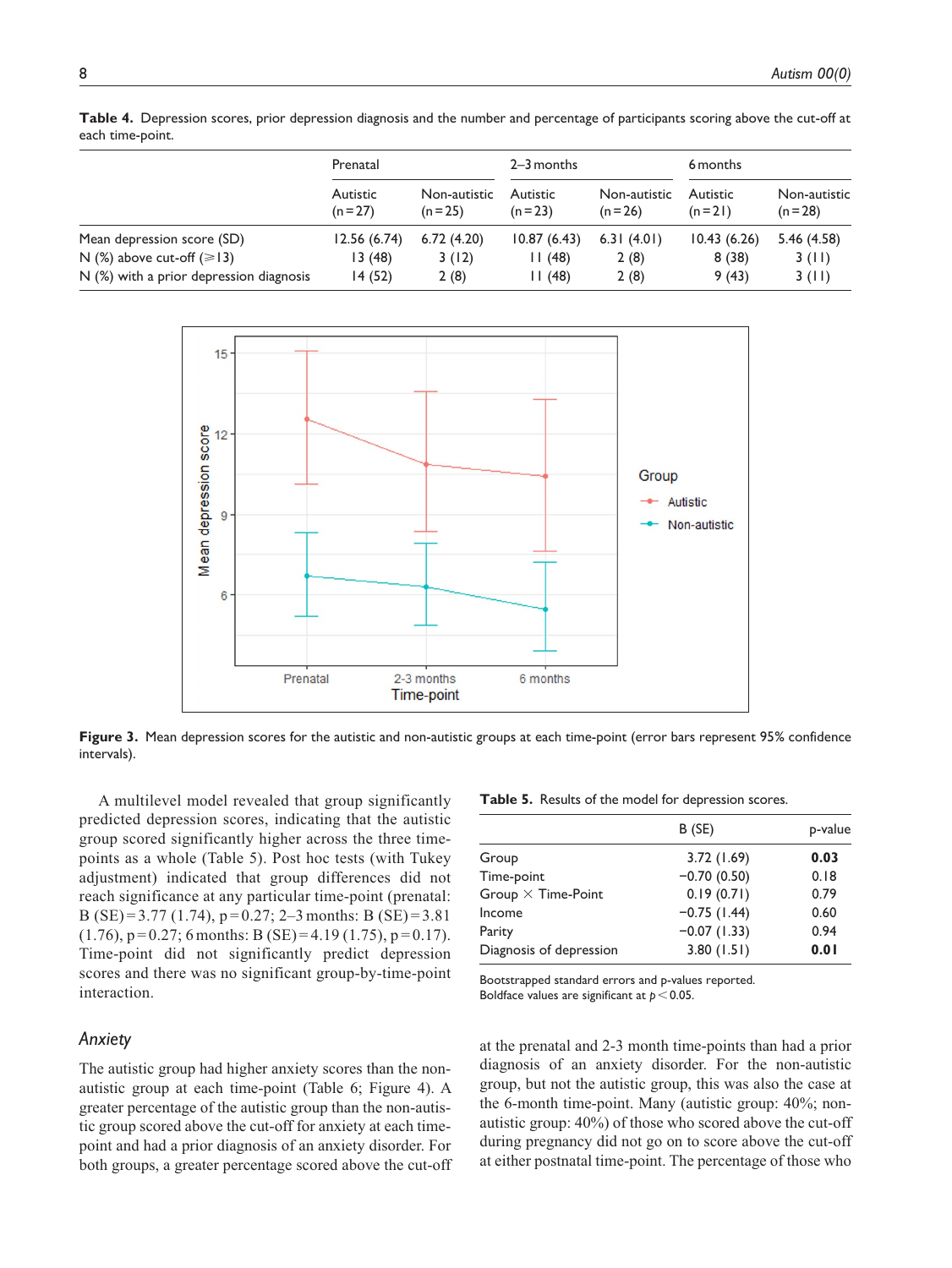**Table 4.** Depression scores, prior depression diagnosis and the number and percentage of participants scoring above the cut-off at each time-point.

| | Prenatal | | 2–3 months | | 6 months | |
|---|---|---|---|---|---|---|
| | Autistic (n = 27) | Non-autistic (n = 25) | Autistic (n = 23) | Non-autistic (n = 26) | Autistic (n = 21) | Non-autistic (n = 28) |
| Mean depression score (SD) | 12.56 (6.74) | 6.72 (4.20) | 10.87 (6.43) | 6.31 (4.01) | 10.43 (6.26) | 5.46 (4.58) |
| N (%) above cut-off (⩾13) | 13 (48) | 3 (12) | 11 (48) | 2 (8) | 8 (38) | 3 (11) |
| N (%) with a prior depression diagnosis | 14 (52) | 2 (8) | 11 (48) | 2 (8) | 9 (43) | 3 (11) |

**Figure 3.** Mean depression scores for the autistic and non-autistic groups at each time-point (error bars represent 95% confidence intervals).

A multilevel model revealed that group significantly predicted depression scores, indicating that the autistic group scored significantly higher across the three time-points as a whole (Table 5). Post hoc tests (with Tukey adjustment) indicated that group differences did not reach significance at any particular time-point (prenatal: B (SE) = 3.77 (1.74), p = 0.27; 2–3 months: B (SE) = 3.81 (1.76), p = 0.27; 6 months: B (SE) = 4.19 (1.75), p = 0.17). Time-point did not significantly predict depression scores and there was no significant group-by-time-point interaction.

**Table 5.** Results of the model for depression scores.

| | B (SE) | p-value |
|---|---|---|
| Group | 3.72 (1.69) | **0.03** |
| Time-point | −0.70 (0.50) | 0.18 |
| Group × Time-Point | 0.19 (0.71) | 0.79 |
| Income | −0.75 (1.44) | 0.60 |
| Parity | −0.07 (1.33) | 0.94 |
| Diagnosis of depression | 3.80 (1.51) | **0.01** |

Bootstrapped standard errors and p-values reported.
Boldface values are significant at $p < 0.05$.

### *Anxiety*

The autistic group had higher anxiety scores than the non-autistic group at each time-point (Table 6; Figure 4). A greater percentage of the autistic group than the non-autistic group scored above the cut-off for anxiety at each time-point and had a prior diagnosis of an anxiety disorder. For both groups, a greater percentage scored above the cut-off at the prenatal and 2-3 month time-points than had a prior diagnosis of an anxiety disorder. For the non-autistic group, but not the autistic group, this was also the case at the 6-month time-point. Many (autistic group: 40%; non-autistic group: 40%) of those who scored above the cut-off during pregnancy did not go on to score above the cut-off at either postnatal time-point. The percentage of those who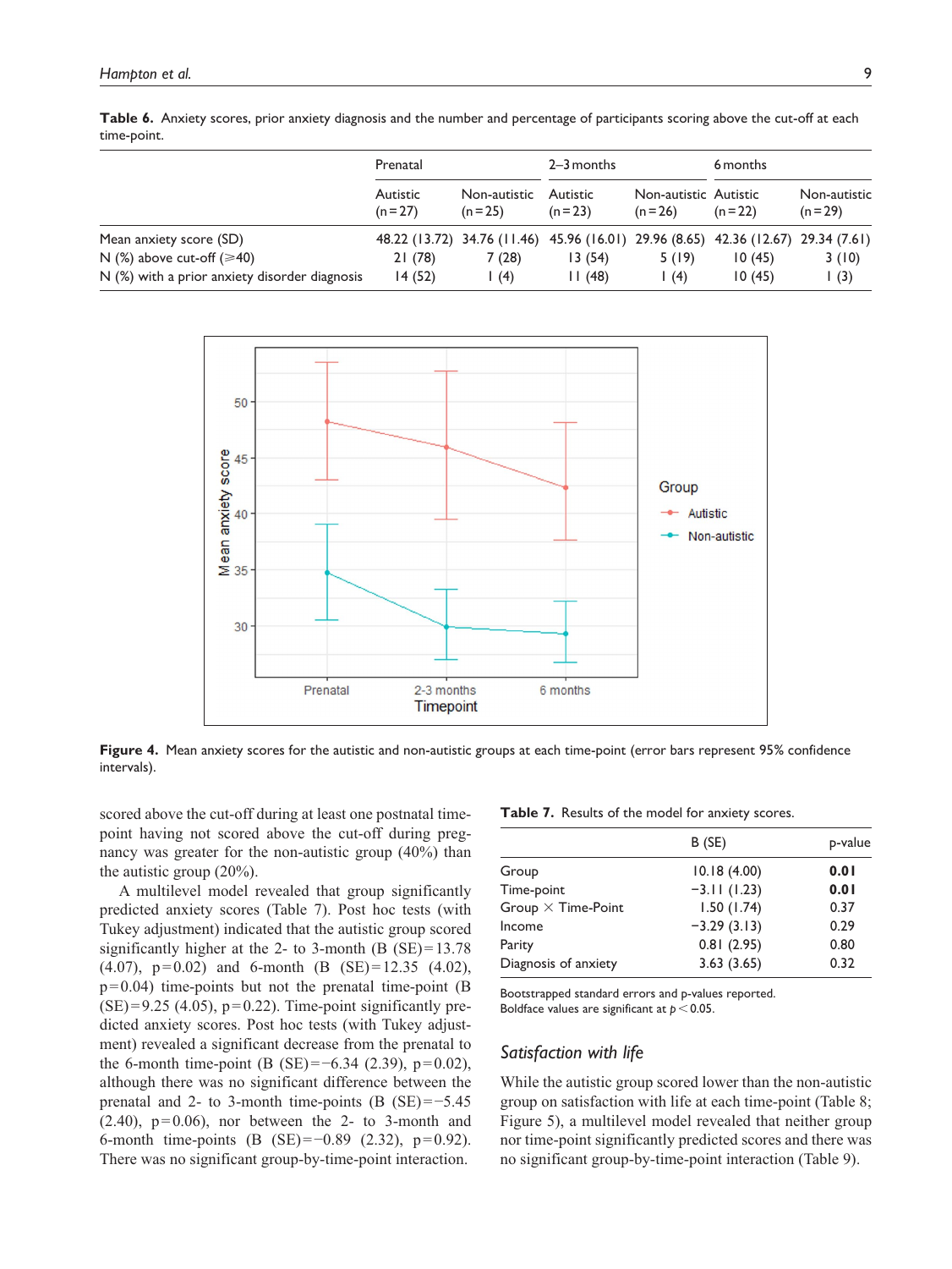**Table 6.** Anxiety scores, prior anxiety diagnosis and the number and percentage of participants scoring above the cut-off at each time-point.

| | Prenatal | | 2–3 months | | 6 months | |
|---|---|---|---|---|---|---|
| | Autistic (n = 27) | Non-autistic (n = 25) | Autistic (n = 23) | Non-autistic (n = 26) | Autistic (n = 22) | Non-autistic (n = 29) |
| Mean anxiety score (SD) | 48.22 (13.72) | 34.76 (11.46) | 45.96 (16.01) | 29.96 (8.65) | 42.36 (12.67) | 29.34 (7.61) |
| N (%) above cut-off (⩾40) | 21 (78) | 7 (28) | 13 (54) | 5 (19) | 10 (45) | 3 (10) |
| N (%) with a prior anxiety disorder diagnosis | 14 (52) | 1 (4) | 11 (48) | 1 (4) | 10 (45) | 1 (3) |

**Figure 4.** Mean anxiety scores for the autistic and non-autistic groups at each time-point (error bars represent 95% confidence intervals).

scored above the cut-off during at least one postnatal time-point having not scored above the cut-off during pregnancy was greater for the non-autistic group (40%) than the autistic group (20%).

A multilevel model revealed that group significantly predicted anxiety scores (Table 7). Post hoc tests (with Tukey adjustment) indicated that the autistic group scored significantly higher at the 2- to 3-month (B (SE) = 13.78 (4.07), p = 0.02) and 6-month (B (SE) = 12.35 (4.02), p = 0.04) time-points but not the prenatal time-point (B (SE) = 9.25 (4.05), p = 0.22). Time-point significantly predicted anxiety scores. Post hoc tests (with Tukey adjustment) revealed a significant decrease from the prenatal to the 6-month time-point (B (SE) = −6.34 (2.39), p = 0.02), although there was no significant difference between the prenatal and 2- to 3-month time-points (B (SE) = −5.45 (2.40), p = 0.06), nor between the 2- to 3-month and 6-month time-points (B (SE) = −0.89 (2.32), p = 0.92). There was no significant group-by-time-point interaction.

**Table 7.** Results of the model for anxiety scores.

| | B (SE) | p-value |
|---|---|---|
| Group | 10.18 (4.00) | **0.01** |
| Time-point | −3.11 (1.23) | **0.01** |
| Group × Time-Point | 1.50 (1.74) | 0.37 |
| Income | −3.29 (3.13) | 0.29 |
| Parity | 0.81 (2.95) | 0.80 |
| Diagnosis of anxiety | 3.63 (3.65) | 0.32 |

Bootstrapped standard errors and p-values reported.
Boldface values are significant at $p < 0.05$.

### *Satisfaction with life*

While the autistic group scored lower than the non-autistic group on satisfaction with life at each time-point (Table 8; Figure 5), a multilevel model revealed that neither group nor time-point significantly predicted scores and there was no significant group-by-time-point interaction (Table 9).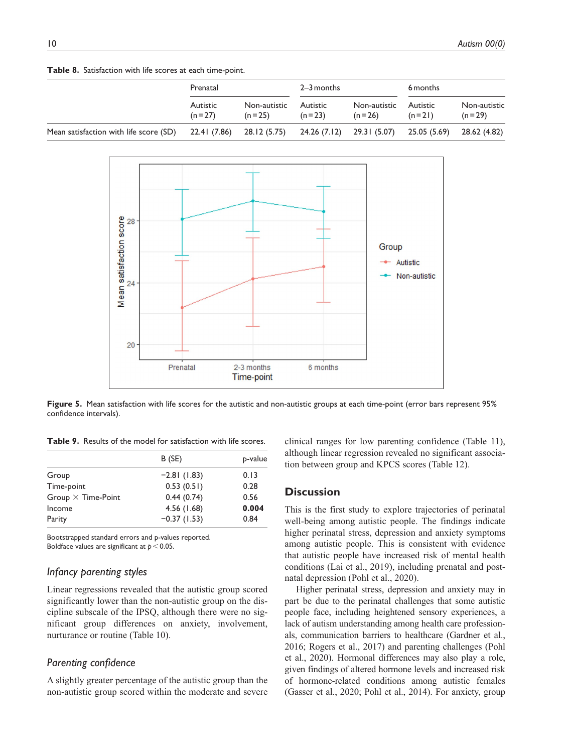**Table 8.** Satisfaction with life scores at each time-point.

| | Prenatal | | 2–3 months | | 6 months | |
|---|---|---|---|---|---|---|
| | Autistic (n = 27) | Non-autistic (n = 25) | Autistic (n = 23) | Non-autistic (n = 26) | Autistic (n = 21) | Non-autistic (n = 29) |
| Mean satisfaction with life score (SD) | 22.41 (7.86) | 28.12 (5.75) | 24.26 (7.12) | 29.31 (5.07) | 25.05 (5.69) | 28.62 (4.82) |

**Figure 5.** Mean satisfaction with life scores for the autistic and non-autistic groups at each time-point (error bars represent 95% confidence intervals).

**Table 9.** Results of the model for satisfaction with life scores.

| | B (SE) | p-value |
|---|---|---|
| Group | −2.81 (1.83) | 0.13 |
| Time-point | 0.53 (0.51) | 0.28 |
| Group × Time-Point | 0.44 (0.74) | 0.56 |
| Income | 4.56 (1.68) | **0.004** |
| Parity | −0.37 (1.53) | 0.84 |

Bootstrapped standard errors and p-values reported.
Boldface values are significant at $p < 0.05$.

### *Infancy parenting styles*

Linear regressions revealed that the autistic group scored significantly lower than the non-autistic group on the discipline subscale of the IPSQ, although there were no significant group differences on anxiety, involvement, nurturance or routine (Table 10).

### *Parenting confidence*

A slightly greater percentage of the autistic group than the non-autistic group scored within the moderate and severe clinical ranges for low parenting confidence (Table 11), although linear regression revealed no significant association between group and KPCS scores (Table 12).

## Discussion

This is the first study to explore trajectories of perinatal well-being among autistic people. The findings indicate higher perinatal stress, depression and anxiety symptoms among autistic people. This is consistent with evidence that autistic people have increased risk of mental health conditions (Lai et al., 2019), including prenatal and postnatal depression (Pohl et al., 2020).

Higher perinatal stress, depression and anxiety may in part be due to the perinatal challenges that some autistic people face, including heightened sensory experiences, a lack of autism understanding among health care professionals, communication barriers to healthcare (Gardner et al., 2016; Rogers et al., 2017) and parenting challenges (Pohl et al., 2020). Hormonal differences may also play a role, given findings of altered hormone levels and increased risk of hormone-related conditions among autistic females (Gasser et al., 2020; Pohl et al., 2014). For anxiety, group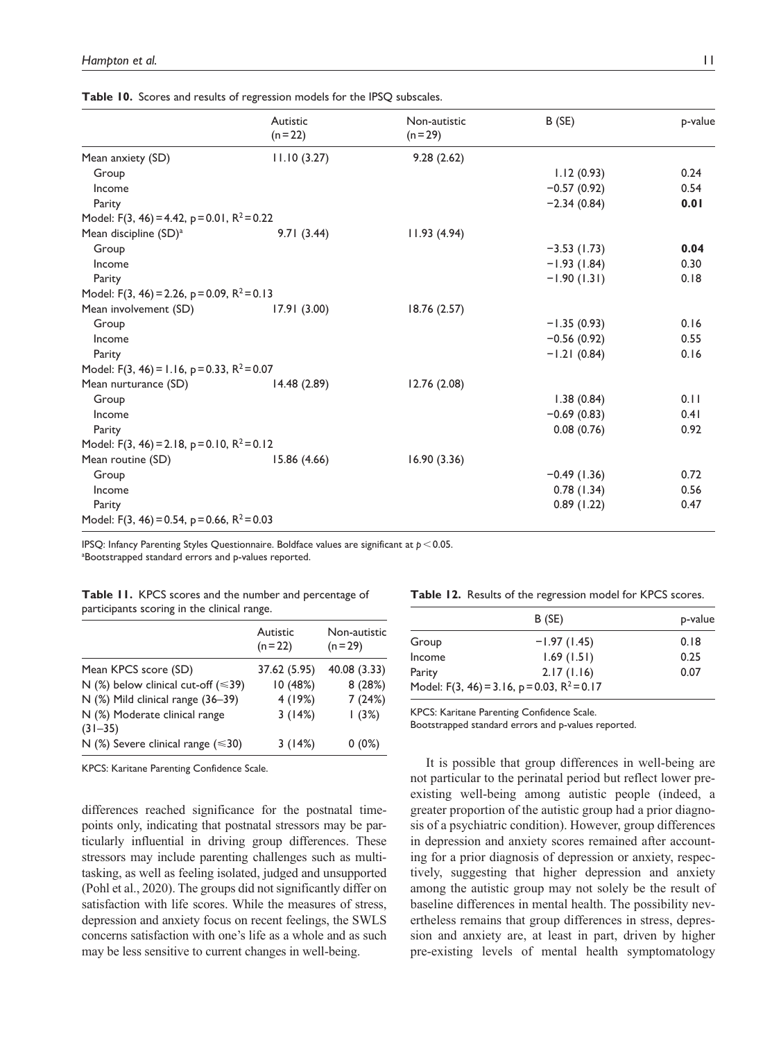**Table 10.** Scores and results of regression models for the IPSQ subscales.

| | Autistic (n = 22) | Non-autistic (n = 29) | B (SE) | p-value |
|---|---|---|---|---|
| Mean anxiety (SD) | 11.10 (3.27) | 9.28 (2.62) | | |
| Group | | | 1.12 (0.93) | 0.24 |
| Income | | | −0.57 (0.92) | 0.54 |
| Parity | | | −2.34 (0.84) | **0.01** |
| Model: $F(3, 46) = 4.42$, $p = 0.01$, $R^2 = 0.22$ | | | | |
| Mean discipline (SD)[a] | 9.71 (3.44) | 11.93 (4.94) | | |
| Group | | | −3.53 (1.73) | **0.04** |
| Income | | | −1.93 (1.84) | 0.30 |
| Parity | | | −1.90 (1.31) | 0.18 |
| Model: $F(3, 46) = 2.26$, $p = 0.09$, $R^2 = 0.13$ | | | | |
| Mean involvement (SD) | 17.91 (3.00) | 18.76 (2.57) | | |
| Group | | | −1.35 (0.93) | 0.16 |
| Income | | | −0.56 (0.92) | 0.55 |
| Parity | | | −1.21 (0.84) | 0.16 |
| Model: $F(3, 46) = 1.16$, $p = 0.33$, $R^2 = 0.07$ | | | | |
| Mean nurturance (SD) | 14.48 (2.89) | 12.76 (2.08) | | |
| Group | | | 1.38 (0.84) | 0.11 |
| Income | | | −0.69 (0.83) | 0.41 |
| Parity | | | 0.08 (0.76) | 0.92 |
| Model: $F(3, 46) = 2.18$, $p = 0.10$, $R^2 = 0.12$ | | | | |
| Mean routine (SD) | 15.86 (4.66) | 16.90 (3.36) | | |
| Group | | | −0.49 (1.36) | 0.72 |
| Income | | | 0.78 (1.34) | 0.56 |
| Parity | | | 0.89 (1.22) | 0.47 |
| Model: $F(3, 46) = 0.54$, $p = 0.66$, $R^2 = 0.03$ | | | | |

IPSQ: Infancy Parenting Styles Questionnaire. Boldface values are significant at $p < 0.05$.
[a]Bootstrapped standard errors and p-values reported.

**Table 11.** KPCS scores and the number and percentage of participants scoring in the clinical range.

| | Autistic (n = 22) | Non-autistic (n = 29) |
|---|---|---|
| Mean KPCS score (SD) | 37.62 (5.95) | 40.08 (3.33) |
| N (%) below clinical cut-off (⩽39) | 10 (48%) | 8 (28%) |
| N (%) Mild clinical range (36–39) | 4 (19%) | 7 (24%) |
| N (%) Moderate clinical range (31–35) | 3 (14%) | 1 (3%) |
| N (%) Severe clinical range (⩽30) | 3 (14%) | 0 (0%) |

KPCS: Karitane Parenting Confidence Scale.

**Table 12.** Results of the regression model for KPCS scores.

| | B (SE) | p-value |
|---|---|---|
| Group | −1.97 (1.45) | 0.18 |
| Income | 1.69 (1.51) | 0.25 |
| Parity | 2.17 (1.16) | 0.07 |
| Model: $F(3, 46) = 3.16$, $p = 0.03$, $R^2 = 0.17$ | | |

KPCS: Karitane Parenting Confidence Scale.
Bootstrapped standard errors and p-values reported.

differences reached significance for the postnatal timepoints only, indicating that postnatal stressors may be particularly influential in driving group differences. These stressors may include parenting challenges such as multitasking, as well as feeling isolated, judged and unsupported (Pohl et al., 2020). The groups did not significantly differ on satisfaction with life scores. While the measures of stress, depression and anxiety focus on recent feelings, the SWLS concerns satisfaction with one's life as a whole and as such may be less sensitive to current changes in well-being.

It is possible that group differences in well-being are not particular to the perinatal period but reflect lower pre-existing well-being among autistic people (indeed, a greater proportion of the autistic group had a prior diagnosis of a psychiatric condition). However, group differences in depression and anxiety scores remained after accounting for a prior diagnosis of depression or anxiety, respectively, suggesting that higher depression and anxiety among the autistic group may not solely be the result of baseline differences in mental health. The possibility nevertheless remains that group differences in stress, depression and anxiety are, at least in part, driven by higher pre-existing levels of mental health symptomatology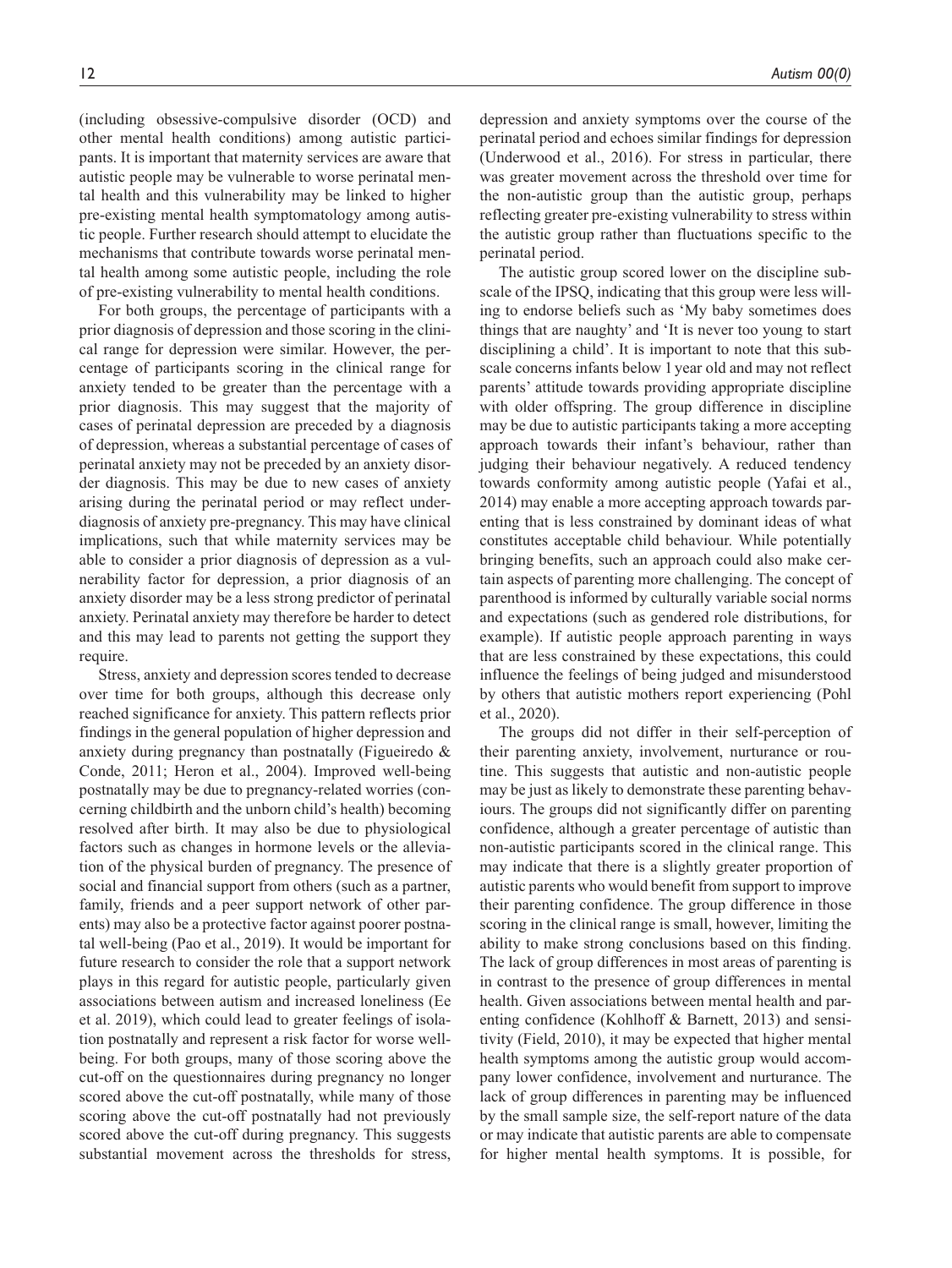(including obsessive-compulsive disorder (OCD) and other mental health conditions) among autistic participants. It is important that maternity services are aware that autistic people may be vulnerable to worse perinatal mental health and this vulnerability may be linked to higher pre-existing mental health symptomatology among autistic people. Further research should attempt to elucidate the mechanisms that contribute towards worse perinatal mental health among some autistic people, including the role of pre-existing vulnerability to mental health conditions.

For both groups, the percentage of participants with a prior diagnosis of depression and those scoring in the clinical range for depression were similar. However, the percentage of participants scoring in the clinical range for anxiety tended to be greater than the percentage with a prior diagnosis. This may suggest that the majority of cases of perinatal depression are preceded by a diagnosis of depression, whereas a substantial percentage of cases of perinatal anxiety may not be preceded by an anxiety disorder diagnosis. This may be due to new cases of anxiety arising during the perinatal period or may reflect underdiagnosis of anxiety pre-pregnancy. This may have clinical implications, such that while maternity services may be able to consider a prior diagnosis of depression as a vulnerability factor for depression, a prior diagnosis of an anxiety disorder may be a less strong predictor of perinatal anxiety. Perinatal anxiety may therefore be harder to detect and this may lead to parents not getting the support they require.

Stress, anxiety and depression scores tended to decrease over time for both groups, although this decrease only reached significance for anxiety. This pattern reflects prior findings in the general population of higher depression and anxiety during pregnancy than postnatally (Figueiredo & Conde, 2011; Heron et al., 2004). Improved well-being postnatally may be due to pregnancy-related worries (concerning childbirth and the unborn child's health) becoming resolved after birth. It may also be due to physiological factors such as changes in hormone levels or the alleviation of the physical burden of pregnancy. The presence of social and financial support from others (such as a partner, family, friends and a peer support network of other parents) may also be a protective factor against poorer postnatal well-being (Pao et al., 2019). It would be important for future research to consider the role that a support network plays in this regard for autistic people, particularly given associations between autism and increased loneliness (Ee et al. 2019), which could lead to greater feelings of isolation postnatally and represent a risk factor for worse well-being. For both groups, many of those scoring above the cut-off on the questionnaires during pregnancy no longer scored above the cut-off postnatally, while many of those scoring above the cut-off postnatally had not previously scored above the cut-off during pregnancy. This suggests substantial movement across the thresholds for stress, depression and anxiety symptoms over the course of the perinatal period and echoes similar findings for depression (Underwood et al., 2016). For stress in particular, there was greater movement across the threshold over time for the non-autistic group than the autistic group, perhaps reflecting greater pre-existing vulnerability to stress within the autistic group rather than fluctuations specific to the perinatal period.

The autistic group scored lower on the discipline subscale of the IPSQ, indicating that this group were less willing to endorse beliefs such as 'My baby sometimes does things that are naughty' and 'It is never too young to start disciplining a child'. It is important to note that this subscale concerns infants below 1 year old and may not reflect parents' attitude towards providing appropriate discipline with older offspring. The group difference in discipline may be due to autistic participants taking a more accepting approach towards their infant's behaviour, rather than judging their behaviour negatively. A reduced tendency towards conformity among autistic people (Yafai et al., 2014) may enable a more accepting approach towards parenting that is less constrained by dominant ideas of what constitutes acceptable child behaviour. While potentially bringing benefits, such an approach could also make certain aspects of parenting more challenging. The concept of parenthood is informed by culturally variable social norms and expectations (such as gendered role distributions, for example). If autistic people approach parenting in ways that are less constrained by these expectations, this could influence the feelings of being judged and misunderstood by others that autistic mothers report experiencing (Pohl et al., 2020).

The groups did not differ in their self-perception of their parenting anxiety, involvement, nurturance or routine. This suggests that autistic and non-autistic people may be just as likely to demonstrate these parenting behaviours. The groups did not significantly differ on parenting confidence, although a greater percentage of autistic than non-autistic participants scored in the clinical range. This may indicate that there is a slightly greater proportion of autistic parents who would benefit from support to improve their parenting confidence. The group difference in those scoring in the clinical range is small, however, limiting the ability to make strong conclusions based on this finding. The lack of group differences in most areas of parenting is in contrast to the presence of group differences in mental health. Given associations between mental health and parenting confidence (Kohlhoff & Barnett, 2013) and sensitivity (Field, 2010), it may be expected that higher mental health symptoms among the autistic group would accompany lower confidence, involvement and nurturance. The lack of group differences in parenting may be influenced by the small sample size, the self-report nature of the data or may indicate that autistic parents are able to compensate for higher mental health symptoms. It is possible, for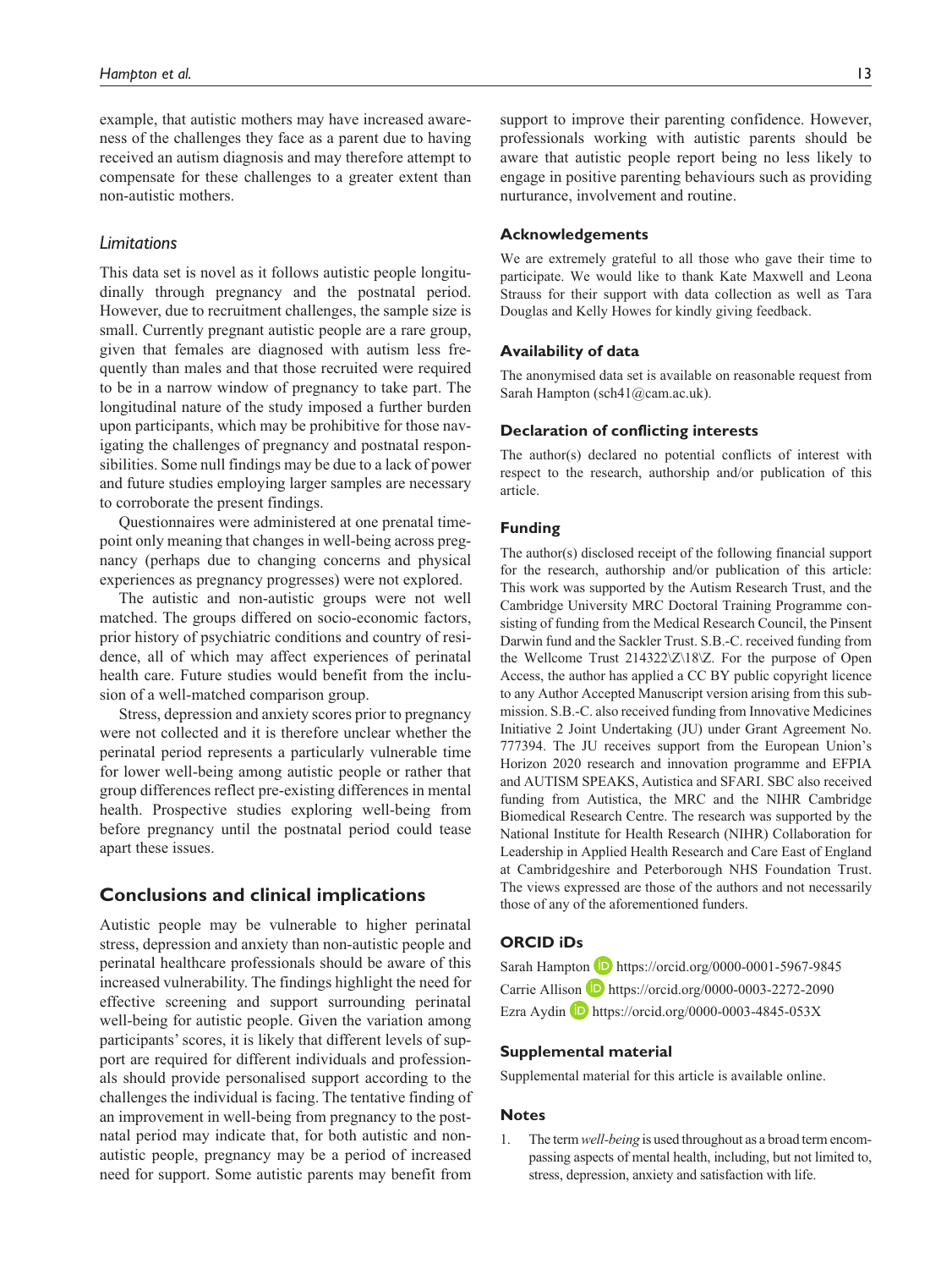example, that autistic mothers may have increased awareness of the challenges they face as a parent due to having received an autism diagnosis and may therefore attempt to compensate for these challenges to a greater extent than non-autistic mothers.

### *Limitations*

This data set is novel as it follows autistic people longitudinally through pregnancy and the postnatal period. However, due to recruitment challenges, the sample size is small. Currently pregnant autistic people are a rare group, given that females are diagnosed with autism less frequently than males and that those recruited were required to be in a narrow window of pregnancy to take part. The longitudinal nature of the study imposed a further burden upon participants, which may be prohibitive for those navigating the challenges of pregnancy and postnatal responsibilities. Some null findings may be due to a lack of power and future studies employing larger samples are necessary to corroborate the present findings.

Questionnaires were administered at one prenatal timepoint only meaning that changes in well-being across pregnancy (perhaps due to changing concerns and physical experiences as pregnancy progresses) were not explored.

The autistic and non-autistic groups were not well matched. The groups differed on socio-economic factors, prior history of psychiatric conditions and country of residence, all of which may affect experiences of perinatal health care. Future studies would benefit from the inclusion of a well-matched comparison group.

Stress, depression and anxiety scores prior to pregnancy were not collected and it is therefore unclear whether the perinatal period represents a particularly vulnerable time for lower well-being among autistic people or rather that group differences reflect pre-existing differences in mental health. Prospective studies exploring well-being from before pregnancy until the postnatal period could tease apart these issues.

## Conclusions and clinical implications

Autistic people may be vulnerable to higher perinatal stress, depression and anxiety than non-autistic people and perinatal healthcare professionals should be aware of this increased vulnerability. The findings highlight the need for effective screening and support surrounding perinatal well-being for autistic people. Given the variation among participants' scores, it is likely that different levels of support are required for different individuals and professionals should provide personalised support according to the challenges the individual is facing. The tentative finding of an improvement in well-being from pregnancy to the postnatal period may indicate that, for both autistic and non-autistic people, pregnancy may be a period of increased need for support. Some autistic parents may benefit from support to improve their parenting confidence. However, professionals working with autistic parents should be aware that autistic people report being no less likely to engage in positive parenting behaviours such as providing nurturance, involvement and routine.

### Acknowledgements

We are extremely grateful to all those who gave their time to participate. We would like to thank Kate Maxwell and Leona Strauss for their support with data collection as well as Tara Douglas and Kelly Howes for kindly giving feedback.

### Availability of data

The anonymised data set is available on reasonable request from Sarah Hampton (sch41@cam.ac.uk).

### Declaration of conflicting interests

The author(s) declared no potential conflicts of interest with respect to the research, authorship and/or publication of this article.

### Funding

The author(s) disclosed receipt of the following financial support for the research, authorship and/or publication of this article: This work was supported by the Autism Research Trust, and the Cambridge University MRC Doctoral Training Programme consisting of funding from the Medical Research Council, the Pinsent Darwin fund and the Sackler Trust. S.B.-C. received funding from the Wellcome Trust 214322\Z\18\Z. For the purpose of Open Access, the author has applied a CC BY public copyright licence to any Author Accepted Manuscript version arising from this submission. S.B.-C. also received funding from Innovative Medicines Initiative 2 Joint Undertaking (JU) under Grant Agreement No. 777394. The JU receives support from the European Union's Horizon 2020 research and innovation programme and EFPIA and AUTISM SPEAKS, Autistica and SFARI. SBC also received funding from Autistica, the MRC and the NIHR Cambridge Biomedical Research Centre. The research was supported by the National Institute for Health Research (NIHR) Collaboration for Leadership in Applied Health Research and Care East of England at Cambridgeshire and Peterborough NHS Foundation Trust. The views expressed are those of the authors and not necessarily those of any of the aforementioned funders.

### ORCID iDs

Sarah Hampton https://orcid.org/0000-0001-5967-9845
Carrie Allison https://orcid.org/0000-0003-2272-2090
Ezra Aydin https://orcid.org/0000-0003-4845-053X

### Supplemental material

Supplemental material for this article is available online.

### Notes

1. The term *well-being* is used throughout as a broad term encompassing aspects of mental health, including, but not limited to, stress, depression, anxiety and satisfaction with life.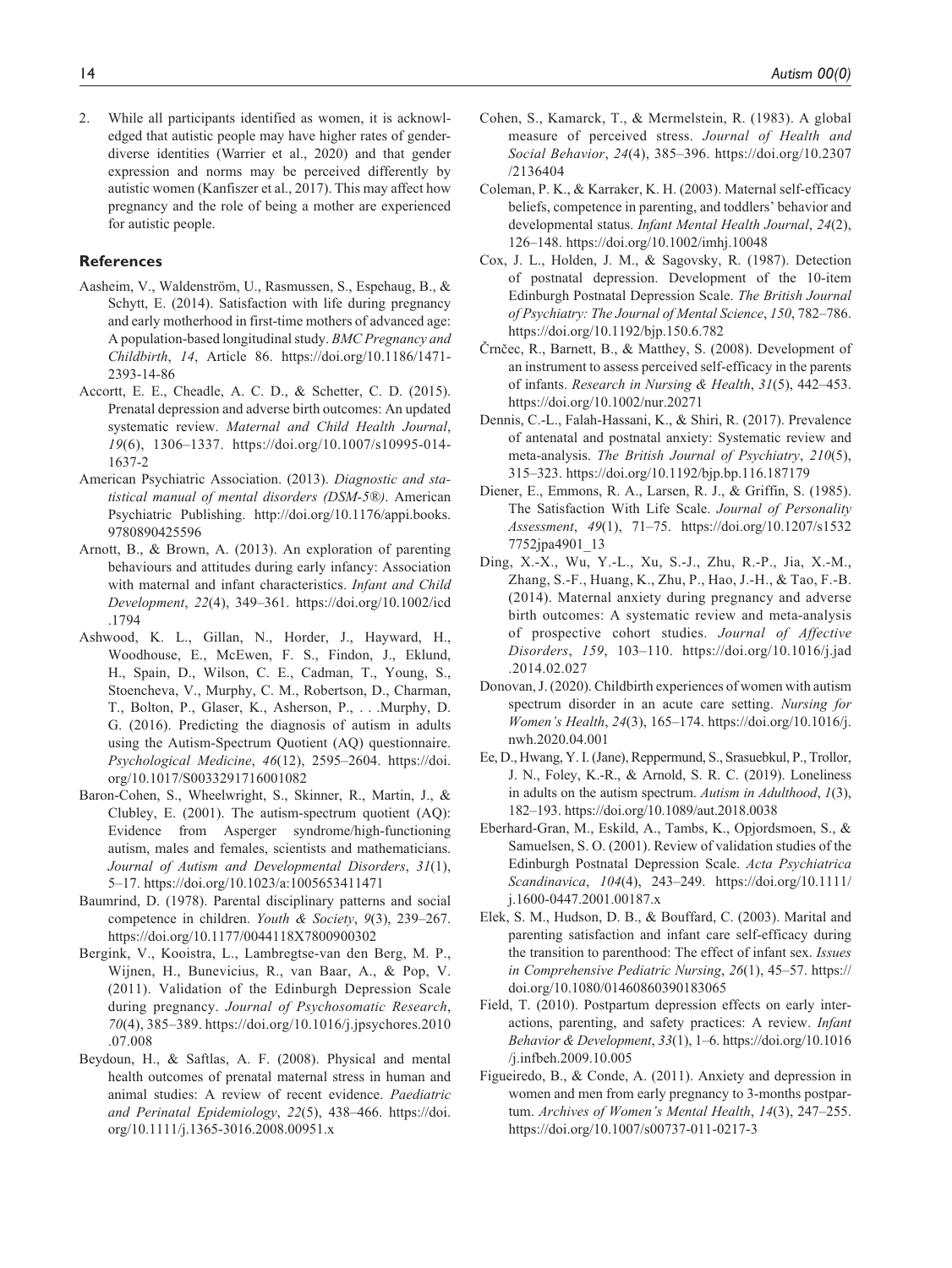2. While all participants identified as women, it is acknowledged that autistic people may have higher rates of gender-diverse identities (Warrier et al., 2020) and that gender expression and norms may be perceived differently by autistic women (Kanfiszer et al., 2017). This may affect how pregnancy and the role of being a mother are experienced for autistic people.

## References

Aasheim, V., Waldenström, U., Rasmussen, S., Espehaug, B., & Schytt, E. (2014). Satisfaction with life during pregnancy and early motherhood in first-time mothers of advanced age: A population-based longitudinal study. *BMC Pregnancy and Childbirth*, *14*, Article 86. https://doi.org/10.1186/1471-2393-14-86

Accortt, E. E., Cheadle, A. C. D., & Schetter, C. D. (2015). Prenatal depression and adverse birth outcomes: An updated systematic review. *Maternal and Child Health Journal*, *19*(6), 1306–1337. https://doi.org/10.1007/s10995-014-1637-2

American Psychiatric Association. (2013). *Diagnostic and statistical manual of mental disorders (DSM-5®)*. American Psychiatric Publishing. http://doi.org/10.1176/appi.books.9780890425596

Arnott, B., & Brown, A. (2013). An exploration of parenting behaviours and attitudes during early infancy: Association with maternal and infant characteristics. *Infant and Child Development*, *22*(4), 349–361. https://doi.org/10.1002/icd.1794

Ashwood, K. L., Gillan, N., Horder, J., Hayward, H., Woodhouse, E., McEwen, F. S., Findon, J., Eklund, H., Spain, D., Wilson, C. E., Cadman, T., Young, S., Stoencheva, V., Murphy, C. M., Robertson, D., Charman, T., Bolton, P., Glaser, K., Asherson, P., . . .Murphy, D. G. (2016). Predicting the diagnosis of autism in adults using the Autism-Spectrum Quotient (AQ) questionnaire. *Psychological Medicine*, *46*(12), 2595–2604. https://doi.org/10.1017/S0033291716001082

Baron-Cohen, S., Wheelwright, S., Skinner, R., Martin, J., & Clubley, E. (2001). The autism-spectrum quotient (AQ): Evidence from Asperger syndrome/high-functioning autism, males and females, scientists and mathematicians. *Journal of Autism and Developmental Disorders*, *31*(1), 5–17. https://doi.org/10.1023/a:1005653411471

Baumrind, D. (1978). Parental disciplinary patterns and social competence in children. *Youth & Society*, *9*(3), 239–267. https://doi.org/10.1177/0044118X7800900302

Bergink, V., Kooistra, L., Lambregtse-van den Berg, M. P., Wijnen, H., Bunevicius, R., van Baar, A., & Pop, V. (2011). Validation of the Edinburgh Depression Scale during pregnancy. *Journal of Psychosomatic Research*, *70*(4), 385–389. https://doi.org/10.1016/j.jpsychores.2010.07.008

Beydoun, H., & Saftlas, A. F. (2008). Physical and mental health outcomes of prenatal maternal stress in human and animal studies: A review of recent evidence. *Paediatric and Perinatal Epidemiology*, *22*(5), 438–466. https://doi.org/10.1111/j.1365-3016.2008.00951.x

Cohen, S., Kamarck, T., & Mermelstein, R. (1983). A global measure of perceived stress. *Journal of Health and Social Behavior*, *24*(4), 385–396. https://doi.org/10.2307/2136404

Coleman, P. K., & Karraker, K. H. (2003). Maternal self-efficacy beliefs, competence in parenting, and toddlers' behavior and developmental status. *Infant Mental Health Journal*, *24*(2), 126–148. https://doi.org/10.1002/imhj.10048

Cox, J. L., Holden, J. M., & Sagovsky, R. (1987). Detection of postnatal depression. Development of the 10-item Edinburgh Postnatal Depression Scale. *The British Journal of Psychiatry: The Journal of Mental Science*, *150*, 782–786. https://doi.org/10.1192/bjp.150.6.782

Črnčec, R., Barnett, B., & Matthey, S. (2008). Development of an instrument to assess perceived self-efficacy in the parents of infants. *Research in Nursing & Health*, *31*(5), 442–453. https://doi.org/10.1002/nur.20271

Dennis, C.-L., Falah-Hassani, K., & Shiri, R. (2017). Prevalence of antenatal and postnatal anxiety: Systematic review and meta-analysis. *The British Journal of Psychiatry*, *210*(5), 315–323. https://doi.org/10.1192/bjp.bp.116.187179

Diener, E., Emmons, R. A., Larsen, R. J., & Griffin, S. (1985). The Satisfaction With Life Scale. *Journal of Personality Assessment*, *49*(1), 71–75. https://doi.org/10.1207/s15327752jpa4901_13

Ding, X.-X., Wu, Y.-L., Xu, S.-J., Zhu, R.-P., Jia, X.-M., Zhang, S.-F., Huang, K., Zhu, P., Hao, J.-H., & Tao, F.-B. (2014). Maternal anxiety during pregnancy and adverse birth outcomes: A systematic review and meta-analysis of prospective cohort studies. *Journal of Affective Disorders*, *159*, 103–110. https://doi.org/10.1016/j.jad.2014.02.027

Donovan, J. (2020). Childbirth experiences of women with autism spectrum disorder in an acute care setting. *Nursing for Women's Health*, *24*(3), 165–174. https://doi.org/10.1016/j.nwh.2020.04.001

Ee, D., Hwang, Y. I. (Jane), Reppermund, S., Srasuebkul, P., Trollor, J. N., Foley, K.-R., & Arnold, S. R. C. (2019). Loneliness in adults on the autism spectrum. *Autism in Adulthood*, *1*(3), 182–193. https://doi.org/10.1089/aut.2018.0038

Eberhard-Gran, M., Eskild, A., Tambs, K., Opjordsmoen, S., & Samuelsen, S. O. (2001). Review of validation studies of the Edinburgh Postnatal Depression Scale. *Acta Psychiatrica Scandinavica*, *104*(4), 243–249. https://doi.org/10.1111/j.1600-0447.2001.00187.x

Elek, S. M., Hudson, D. B., & Bouffard, C. (2003). Marital and parenting satisfaction and infant care self-efficacy during the transition to parenthood: The effect of infant sex. *Issues in Comprehensive Pediatric Nursing*, *26*(1), 45–57. https://doi.org/10.1080/01460860390183065

Field, T. (2010). Postpartum depression effects on early interactions, parenting, and safety practices: A review. *Infant Behavior & Development*, *33*(1), 1–6. https://doi.org/10.1016/j.infbeh.2009.10.005

Figueiredo, B., & Conde, A. (2011). Anxiety and depression in women and men from early pregnancy to 3-months postpartum. *Archives of Women's Mental Health*, *14*(3), 247–255. https://doi.org/10.1007/s00737-011-0217-3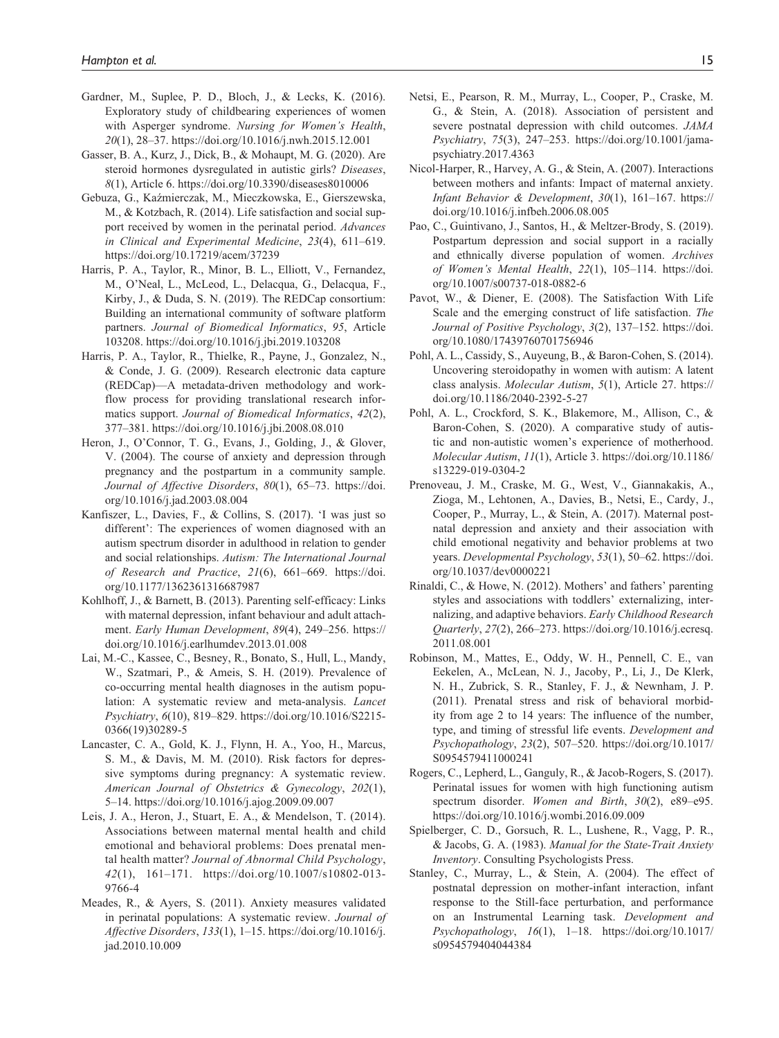Gardner, M., Suplee, P. D., Bloch, J., & Lecks, K. (2016). Exploratory study of childbearing experiences of women with Asperger syndrome. *Nursing for Women's Health*, *20*(1), 28–37. https://doi.org/10.1016/j.nwh.2015.12.001

Gasser, B. A., Kurz, J., Dick, B., & Mohaupt, M. G. (2020). Are steroid hormones dysregulated in autistic girls? *Diseases*, *8*(1), Article 6. https://doi.org/10.3390/diseases8010006

Gebuza, G., Kaźmierczak, M., Mieczkowska, E., Gierszewska, M., & Kotzbach, R. (2014). Life satisfaction and social support received by women in the perinatal period. *Advances in Clinical and Experimental Medicine*, *23*(4), 611–619. https://doi.org/10.17219/acem/37239

Harris, P. A., Taylor, R., Minor, B. L., Elliott, V., Fernandez, M., O'Neal, L., McLeod, L., Delacqua, G., Delacqua, F., Kirby, J., & Duda, S. N. (2019). The REDCap consortium: Building an international community of software platform partners. *Journal of Biomedical Informatics*, *95*, Article 103208. https://doi.org/10.1016/j.jbi.2019.103208

Harris, P. A., Taylor, R., Thielke, R., Payne, J., Gonzalez, N., & Conde, J. G. (2009). Research electronic data capture (REDCap)—A metadata-driven methodology and workflow process for providing translational research informatics support. *Journal of Biomedical Informatics*, *42*(2), 377–381. https://doi.org/10.1016/j.jbi.2008.08.010

Heron, J., O'Connor, T. G., Evans, J., Golding, J., & Glover, V. (2004). The course of anxiety and depression through pregnancy and the postpartum in a community sample. *Journal of Affective Disorders*, *80*(1), 65–73. https://doi.org/10.1016/j.jad.2003.08.004

Kanfiszer, L., Davies, F., & Collins, S. (2017). 'I was just so different': The experiences of women diagnosed with an autism spectrum disorder in adulthood in relation to gender and social relationships. *Autism: The International Journal of Research and Practice*, *21*(6), 661–669. https://doi.org/10.1177/1362361316687987

Kohlhoff, J., & Barnett, B. (2013). Parenting self-efficacy: Links with maternal depression, infant behaviour and adult attachment. *Early Human Development*, *89*(4), 249–256. https://doi.org/10.1016/j.earlhumdev.2013.01.008

Lai, M.-C., Kassee, C., Besney, R., Bonato, S., Hull, L., Mandy, W., Szatmari, P., & Ameis, S. H. (2019). Prevalence of co-occurring mental health diagnoses in the autism population: A systematic review and meta-analysis. *Lancet Psychiatry*, *6*(10), 819–829. https://doi.org/10.1016/S2215-0366(19)30289-5

Lancaster, C. A., Gold, K. J., Flynn, H. A., Yoo, H., Marcus, S. M., & Davis, M. M. (2010). Risk factors for depressive symptoms during pregnancy: A systematic review. *American Journal of Obstetrics & Gynecology*, *202*(1), 5–14. https://doi.org/10.1016/j.ajog.2009.09.007

Leis, J. A., Heron, J., Stuart, E. A., & Mendelson, T. (2014). Associations between maternal mental health and child emotional and behavioral problems: Does prenatal mental health matter? *Journal of Abnormal Child Psychology*, *42*(1), 161–171. https://doi.org/10.1007/s10802-013-9766-4

Meades, R., & Ayers, S. (2011). Anxiety measures validated in perinatal populations: A systematic review. *Journal of Affective Disorders*, *133*(1), 1–15. https://doi.org/10.1016/j.jad.2010.10.009

Netsi, E., Pearson, R. M., Murray, L., Cooper, P., Craske, M. G., & Stein, A. (2018). Association of persistent and severe postnatal depression with child outcomes. *JAMA Psychiatry*, *75*(3), 247–253. https://doi.org/10.1001/jamapsychiatry.2017.4363

Nicol-Harper, R., Harvey, A. G., & Stein, A. (2007). Interactions between mothers and infants: Impact of maternal anxiety. *Infant Behavior & Development*, *30*(1), 161–167. https://doi.org/10.1016/j.infbeh.2006.08.005

Pao, C., Guintivano, J., Santos, H., & Meltzer-Brody, S. (2019). Postpartum depression and social support in a racially and ethnically diverse population of women. *Archives of Women's Mental Health*, *22*(1), 105–114. https://doi.org/10.1007/s00737-018-0882-6

Pavot, W., & Diener, E. (2008). The Satisfaction With Life Scale and the emerging construct of life satisfaction. *The Journal of Positive Psychology*, *3*(2), 137–152. https://doi.org/10.1080/17439760701756946

Pohl, A. L., Cassidy, S., Auyeung, B., & Baron-Cohen, S. (2014). Uncovering steroidopathy in women with autism: A latent class analysis. *Molecular Autism*, *5*(1), Article 27. https://doi.org/10.1186/2040-2392-5-27

Pohl, A. L., Crockford, S. K., Blakemore, M., Allison, C., & Baron-Cohen, S. (2020). A comparative study of autistic and non-autistic women's experience of motherhood. *Molecular Autism*, *11*(1), Article 3. https://doi.org/10.1186/s13229-019-0304-2

Prenoveau, J. M., Craske, M. G., West, V., Giannakakis, A., Zioga, M., Lehtonen, A., Davies, B., Netsi, E., Cardy, J., Cooper, P., Murray, L., & Stein, A. (2017). Maternal postnatal depression and anxiety and their association with child emotional negativity and behavior problems at two years. *Developmental Psychology*, *53*(1), 50–62. https://doi.org/10.1037/dev0000221

Rinaldi, C., & Howe, N. (2012). Mothers' and fathers' parenting styles and associations with toddlers' externalizing, internalizing, and adaptive behaviors. *Early Childhood Research Quarterly*, *27*(2), 266–273. https://doi.org/10.1016/j.ecresq.2011.08.001

Robinson, M., Mattes, E., Oddy, W. H., Pennell, C. E., van Eekelen, A., McLean, N. J., Jacoby, P., Li, J., De Klerk, N. H., Zubrick, S. R., Stanley, F. J., & Newnham, J. P. (2011). Prenatal stress and risk of behavioral morbidity from age 2 to 14 years: The influence of the number, type, and timing of stressful life events. *Development and Psychopathology*, *23*(2), 507–520. https://doi.org/10.1017/S0954579411000241

Rogers, C., Lepherd, L., Ganguly, R., & Jacob-Rogers, S. (2017). Perinatal issues for women with high functioning autism spectrum disorder. *Women and Birth*, *30*(2), e89–e95. https://doi.org/10.1016/j.wombi.2016.09.009

Spielberger, C. D., Gorsuch, R. L., Lushene, R., Vagg, P. R., & Jacobs, G. A. (1983). *Manual for the State-Trait Anxiety Inventory*. Consulting Psychologists Press.

Stanley, C., Murray, L., & Stein, A. (2004). The effect of postnatal depression on mother-infant interaction, infant response to the Still-face perturbation, and performance on an Instrumental Learning task. *Development and Psychopathology*, *16*(1), 1–18. https://doi.org/10.1017/s0954579404044384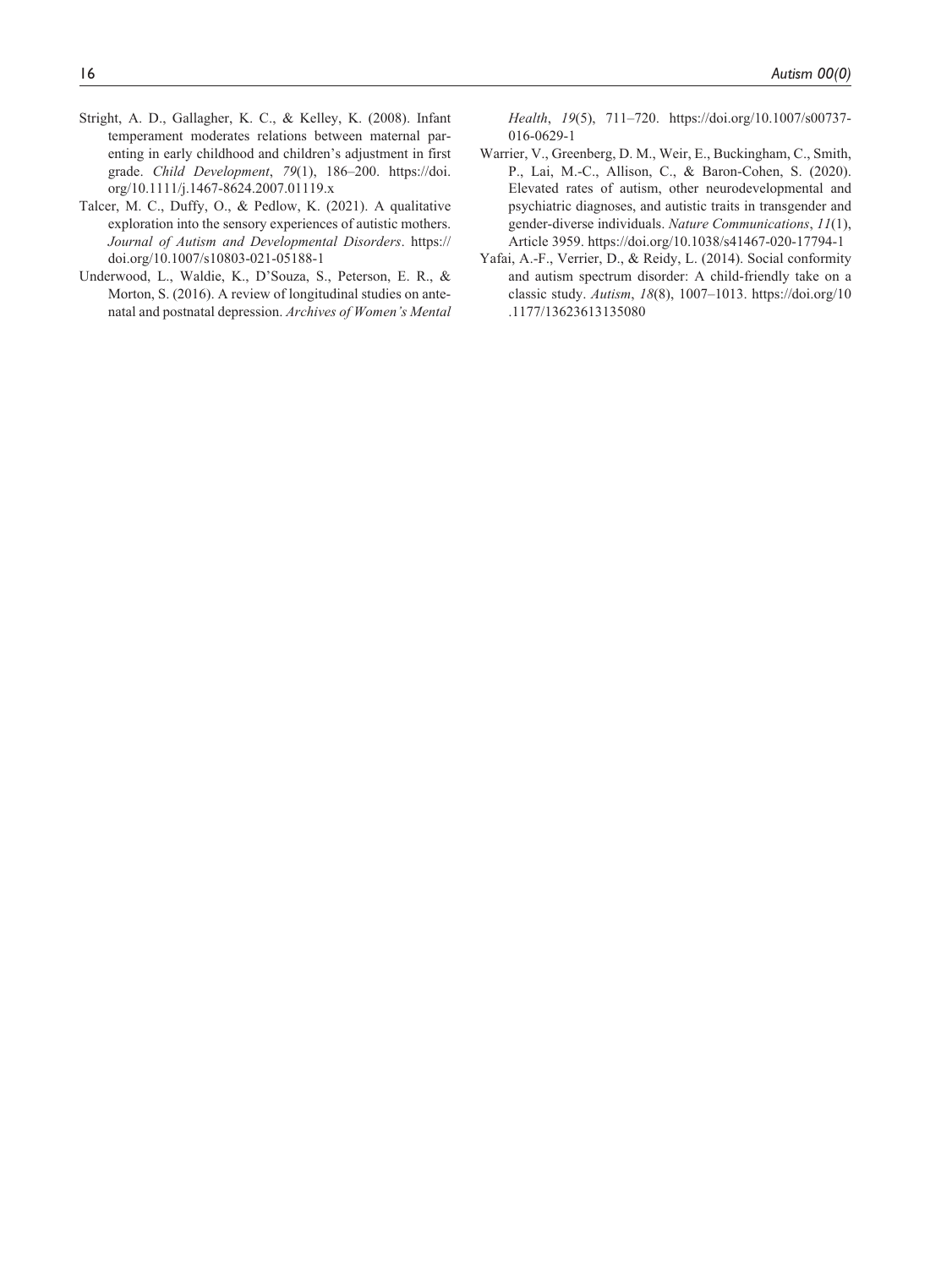Stright, A. D., Gallagher, K. C., & Kelley, K. (2008). Infant temperament moderates relations between maternal parenting in early childhood and children's adjustment in first grade. *Child Development*, *79*(1), 186–200. https://doi.org/10.1111/j.1467-8624.2007.01119.x

Talcer, M. C., Duffy, O., & Pedlow, K. (2021). A qualitative exploration into the sensory experiences of autistic mothers. *Journal of Autism and Developmental Disorders*. https://doi.org/10.1007/s10803-021-05188-1

Underwood, L., Waldie, K., D'Souza, S., Peterson, E. R., & Morton, S. (2016). A review of longitudinal studies on antenatal and postnatal depression. *Archives of Women's Mental Health*, *19*(5), 711–720. https://doi.org/10.1007/s00737-016-0629-1

Warrier, V., Greenberg, D. M., Weir, E., Buckingham, C., Smith, P., Lai, M.-C., Allison, C., & Baron-Cohen, S. (2020). Elevated rates of autism, other neurodevelopmental and psychiatric diagnoses, and autistic traits in transgender and gender-diverse individuals. *Nature Communications*, *11*(1), Article 3959. https://doi.org/10.1038/s41467-020-17794-1

Yafai, A.-F., Verrier, D., & Reidy, L. (2014). Social conformity and autism spectrum disorder: A child-friendly take on a classic study. *Autism*, *18*(8), 1007–1013. https://doi.org/10.1177/13623613135080